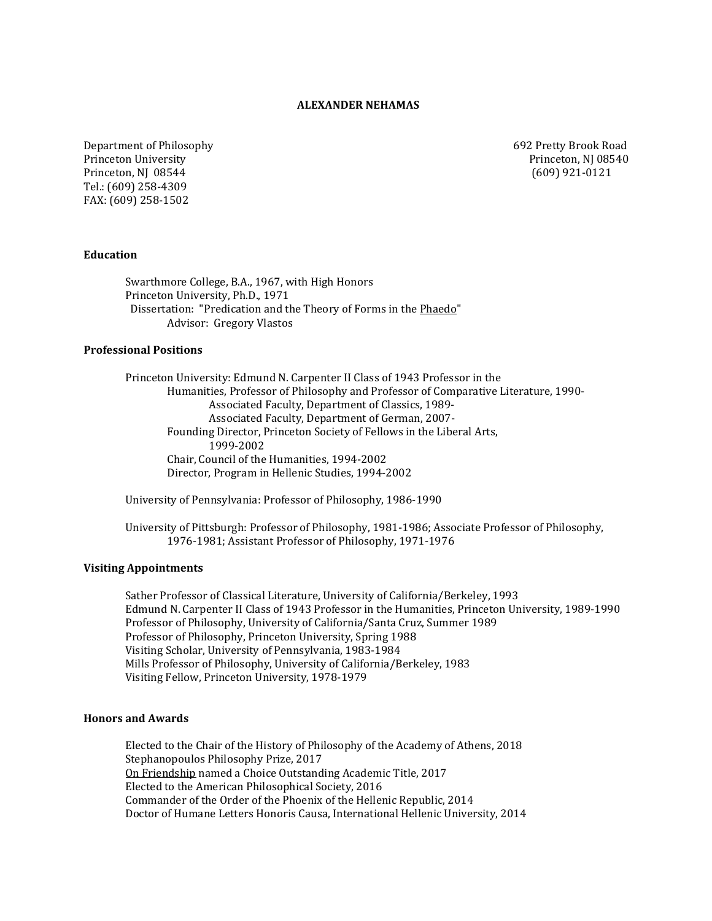# ALEXANDER NEHAMAS

Department of Philosophy
Princeton University
Princeton, NJ 08544
Tel.: (609) 258-4309
FAX: (609) 258-1502

692 Pretty Brook Road
Princeton, NJ 08540
(609) 921-0121

## Education

Swarthmore College, B.A., 1967, with High Honors
Princeton University, Ph.D., 1971
Dissertation: "Predication and the Theory of Forms in the Phaedo"
Advisor: Gregory Vlastos

## Professional Positions

Princeton University: Edmund N. Carpenter II Class of 1943 Professor in the Humanities, Professor of Philosophy and Professor of Comparative Literature, 1990-
Associated Faculty, Department of Classics, 1989-
Associated Faculty, Department of German, 2007-
Founding Director, Princeton Society of Fellows in the Liberal Arts, 1999-2002
Chair, Council of the Humanities, 1994-2002
Director, Program in Hellenic Studies, 1994-2002

University of Pennsylvania: Professor of Philosophy, 1986-1990

University of Pittsburgh: Professor of Philosophy, 1981-1986; Associate Professor of Philosophy, 1976-1981; Assistant Professor of Philosophy, 1971-1976

## Visiting Appointments

Sather Professor of Classical Literature, University of California/Berkeley, 1993
Edmund N. Carpenter II Class of 1943 Professor in the Humanities, Princeton University, 1989-1990
Professor of Philosophy, University of California/Santa Cruz, Summer 1989
Professor of Philosophy, Princeton University, Spring 1988
Visiting Scholar, University of Pennsylvania, 1983-1984
Mills Professor of Philosophy, University of California/Berkeley, 1983
Visiting Fellow, Princeton University, 1978-1979

## Honors and Awards

Elected to the Chair of the History of Philosophy of the Academy of Athens, 2018
Stephanopoulos Philosophy Prize, 2017
On Friendship named a Choice Outstanding Academic Title, 2017
Elected to the American Philosophical Society, 2016
Commander of the Order of the Phoenix of the Hellenic Republic, 2014
Doctor of Humane Letters Honoris Causa, International Hellenic University, 2014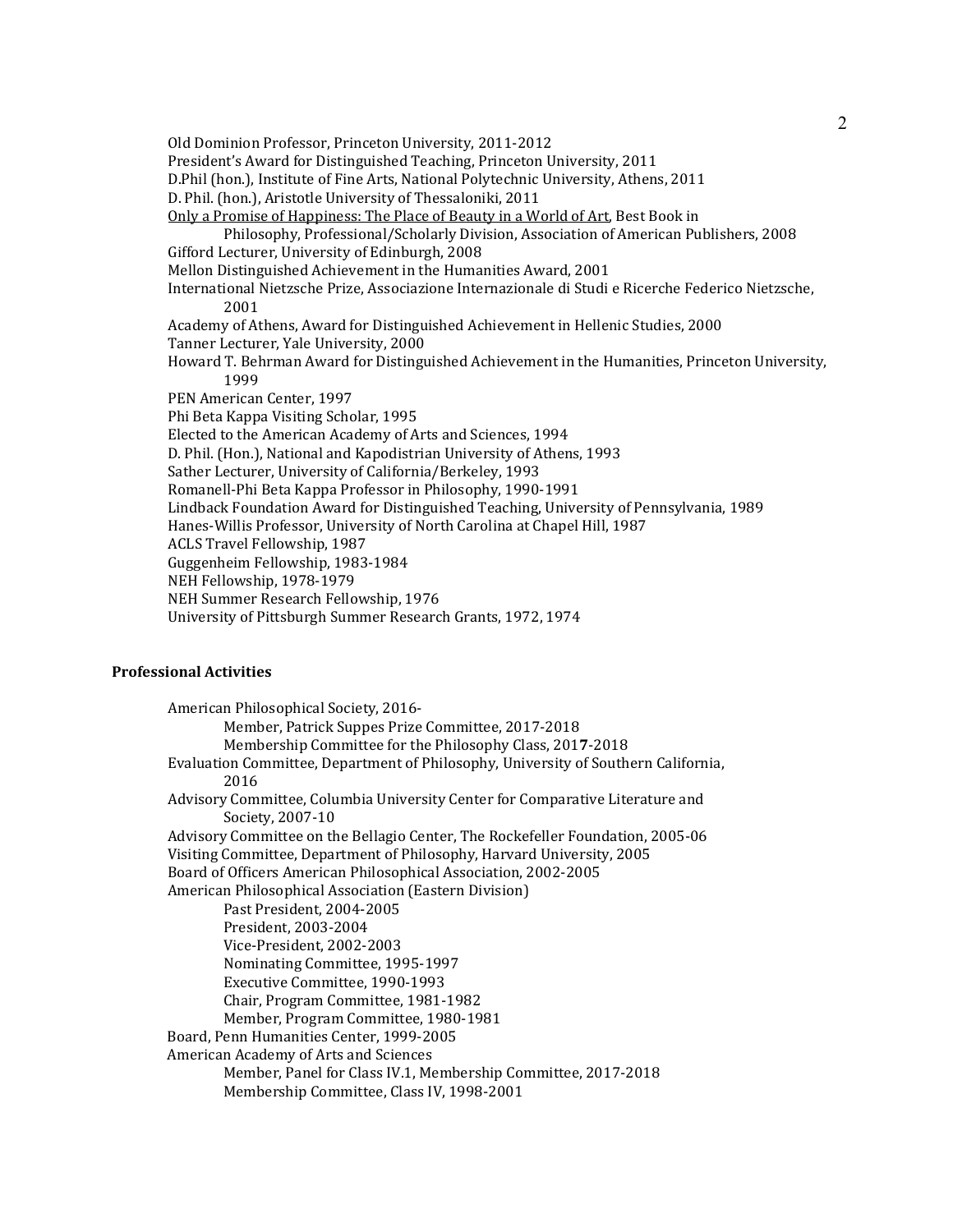Old Dominion Professor, Princeton University, 2011-2012
President's Award for Distinguished Teaching, Princeton University, 2011
D.Phil (hon.), Institute of Fine Arts, National Polytechnic University, Athens, 2011
D. Phil. (hon.), Aristotle University of Thessaloniki, 2011
<u>Only a Promise of Happiness: The Place of Beauty in a World of Art</u>, Best Book in Philosophy, Professional/Scholarly Division, Association of American Publishers, 2008
Gifford Lecturer, University of Edinburgh, 2008
Mellon Distinguished Achievement in the Humanities Award, 2001
International Nietzsche Prize, Associazione Internazionale di Studi e Ricerche Federico Nietzsche, 2001
Academy of Athens, Award for Distinguished Achievement in Hellenic Studies, 2000
Tanner Lecturer, Yale University, 2000
Howard T. Behrman Award for Distinguished Achievement in the Humanities, Princeton University, 1999
PEN American Center, 1997
Phi Beta Kappa Visiting Scholar, 1995
Elected to the American Academy of Arts and Sciences, 1994
D. Phil. (Hon.), National and Kapodistrian University of Athens, 1993
Sather Lecturer, University of California/Berkeley, 1993
Romanell-Phi Beta Kappa Professor in Philosophy, 1990-1991
Lindback Foundation Award for Distinguished Teaching, University of Pennsylvania, 1989
Hanes-Willis Professor, University of North Carolina at Chapel Hill, 1987
ACLS Travel Fellowship, 1987
Guggenheim Fellowship, 1983-1984
NEH Fellowship, 1978-1979
NEH Summer Research Fellowship, 1976
University of Pittsburgh Summer Research Grants, 1972, 1974

**Professional Activities**

American Philosophical Society, 2016-
- Member, Patrick Suppes Prize Committee, 2017-2018
- Membership Committee for the Philosophy Class, 201**7**-2018

Evaluation Committee, Department of Philosophy, University of Southern California, 2016
Advisory Committee, Columbia University Center for Comparative Literature and Society, 2007-10
Advisory Committee on the Bellagio Center, The Rockefeller Foundation, 2005-06
Visiting Committee, Department of Philosophy, Harvard University, 2005
Board of Officers American Philosophical Association, 2002-2005
American Philosophical Association (Eastern Division)
- Past President, 2004-2005
- President, 2003-2004
- Vice-President, 2002-2003
- Nominating Committee, 1995-1997
- Executive Committee, 1990-1993
- Chair, Program Committee, 1981-1982
- Member, Program Committee, 1980-1981

Board, Penn Humanities Center, 1999-2005
American Academy of Arts and Sciences
- Member, Panel for Class IV.1, Membership Committee, 2017-2018
- Membership Committee, Class IV, 1998-2001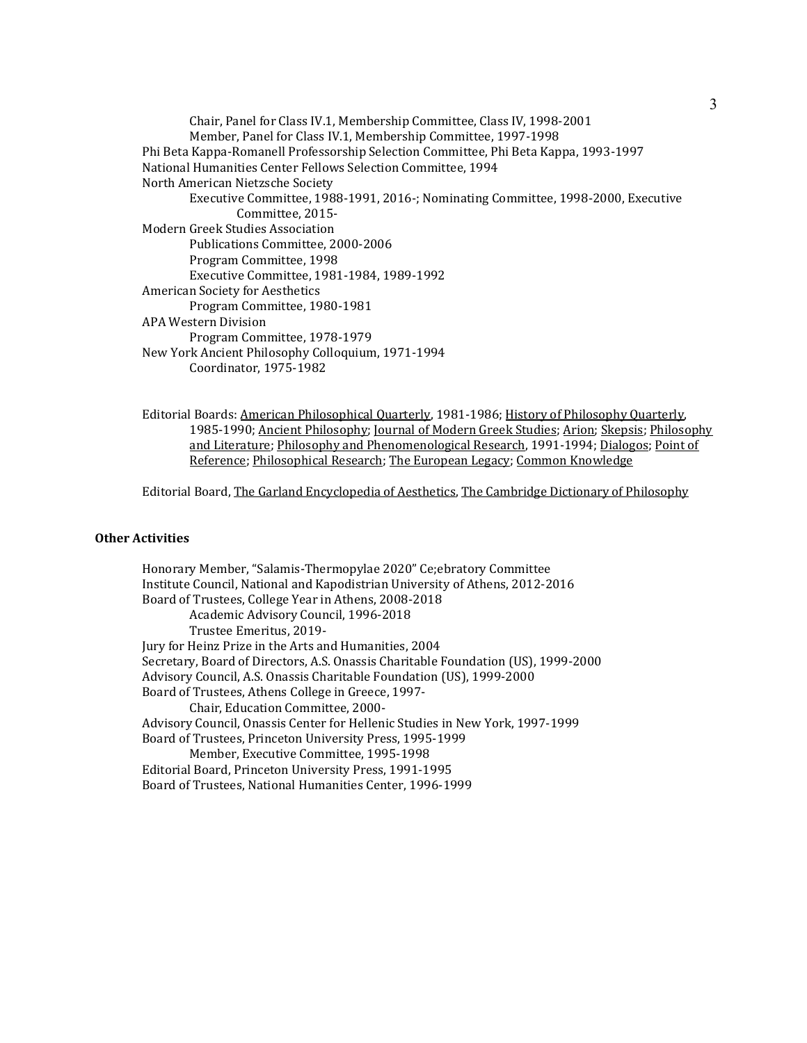Chair, Panel for Class IV.1, Membership Committee, Class IV, 1998-2001
Member, Panel for Class IV.1, Membership Committee, 1997-1998

Phi Beta Kappa-Romanell Professorship Selection Committee, Phi Beta Kappa, 1993-1997

National Humanities Center Fellows Selection Committee, 1994

North American Nietzsche Society
Executive Committee, 1988-1991, 2016-; Nominating Committee, 1998-2000, Executive Committee, 2015-

Modern Greek Studies Association
Publications Committee, 2000-2006
Program Committee, 1998
Executive Committee, 1981-1984, 1989-1992

American Society for Aesthetics
Program Committee, 1980-1981

APA Western Division
Program Committee, 1978-1979

New York Ancient Philosophy Colloquium, 1971-1994
Coordinator, 1975-1982

Editorial Boards: American Philosophical Quarterly, 1981-1986; History of Philosophy Quarterly, 1985-1990; Ancient Philosophy; Journal of Modern Greek Studies; Arion; Skepsis; Philosophy and Literature; Philosophy and Phenomenological Research, 1991-1994; Dialogos; Point of Reference; Philosophical Research; The European Legacy; Common Knowledge

Editorial Board, The Garland Encyclopedia of Aesthetics, The Cambridge Dictionary of Philosophy

**Other Activities**

Honorary Member, "Salamis-Thermopylae 2020" Ce;ebratory Committee

Institute Council, National and Kapodistrian University of Athens, 2012-2016

Board of Trustees, College Year in Athens, 2008-2018
Academic Advisory Council, 1996-2018
Trustee Emeritus, 2019-

Jury for Heinz Prize in the Arts and Humanities, 2004

Secretary, Board of Directors, A.S. Onassis Charitable Foundation (US), 1999-2000

Advisory Council, A.S. Onassis Charitable Foundation (US), 1999-2000

Board of Trustees, Athens College in Greece, 1997-
Chair, Education Committee, 2000-

Advisory Council, Onassis Center for Hellenic Studies in New York, 1997-1999

Board of Trustees, Princeton University Press, 1995-1999
Member, Executive Committee, 1995-1998

Editorial Board, Princeton University Press, 1991-1995

Board of Trustees, National Humanities Center, 1996-1999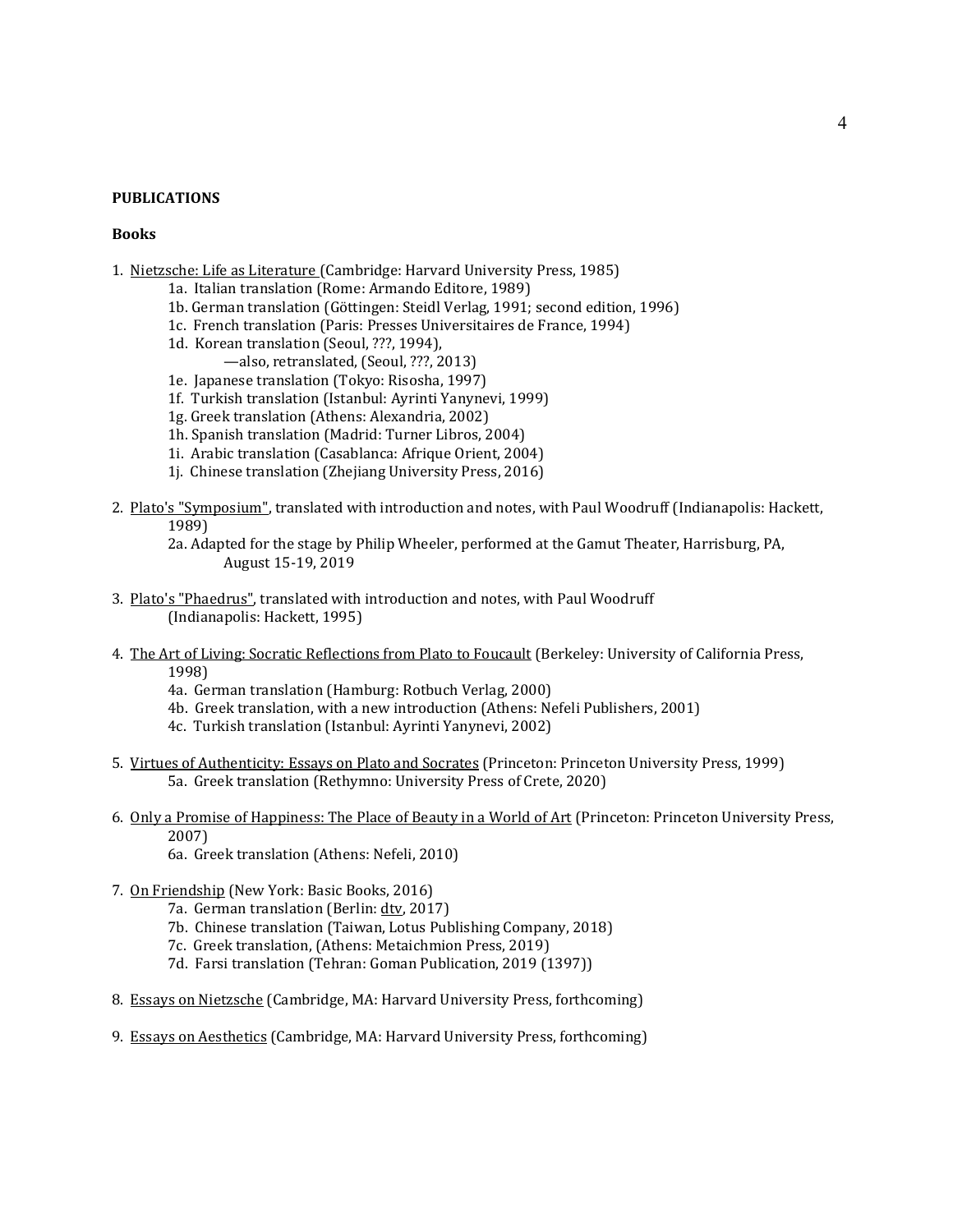**PUBLICATIONS**

**Books**

1. Nietzsche: Life as Literature (Cambridge: Harvard University Press, 1985)
    - 1a. Italian translation (Rome: Armando Editore, 1989)
    - 1b. German translation (Göttingen: Steidl Verlag, 1991; second edition, 1996)
    - 1c. French translation (Paris: Presses Universitaires de France, 1994)
    - 1d. Korean translation (Seoul, ???, 1994),
        - —also, retranslated, (Seoul, ???, 2013)
    - 1e. Japanese translation (Tokyo: Risosha, 1997)
    - 1f. Turkish translation (Istanbul: Ayrinti Yanynevi, 1999)
    - 1g. Greek translation (Athens: Alexandria, 2002)
    - 1h. Spanish translation (Madrid: Turner Libros, 2004)
    - 1i. Arabic translation (Casablanca: Afrique Orient, 2004)
    - 1j. Chinese translation (Zhejiang University Press, 2016)

2. Plato's "Symposium", translated with introduction and notes, with Paul Woodruff (Indianapolis: Hackett, 1989)
    - 2a. Adapted for the stage by Philip Wheeler, performed at the Gamut Theater, Harrisburg, PA, August 15-19, 2019

3. Plato's "Phaedrus", translated with introduction and notes, with Paul Woodruff (Indianapolis: Hackett, 1995)

4. The Art of Living: Socratic Reflections from Plato to Foucault (Berkeley: University of California Press, 1998)
    - 4a. German translation (Hamburg: Rotbuch Verlag, 2000)
    - 4b. Greek translation, with a new introduction (Athens: Nefeli Publishers, 2001)
    - 4c. Turkish translation (Istanbul: Ayrinti Yanynevi, 2002)

5. Virtues of Authenticity: Essays on Plato and Socrates (Princeton: Princeton University Press, 1999)
    - 5a. Greek translation (Rethymno: University Press of Crete, 2020)

6. Only a Promise of Happiness: The Place of Beauty in a World of Art (Princeton: Princeton University Press, 2007)
    - 6a. Greek translation (Athens: Nefeli, 2010)

7. On Friendship (New York: Basic Books, 2016)
    - 7a. German translation (Berlin: dtv, 2017)
    - 7b. Chinese translation (Taiwan, Lotus Publishing Company, 2018)
    - 7c. Greek translation, (Athens: Metaichmion Press, 2019)
    - 7d. Farsi translation (Tehran: Goman Publication, 2019 (1397))

8. Essays on Nietzsche (Cambridge, MA: Harvard University Press, forthcoming)

9. Essays on Aesthetics (Cambridge, MA: Harvard University Press, forthcoming)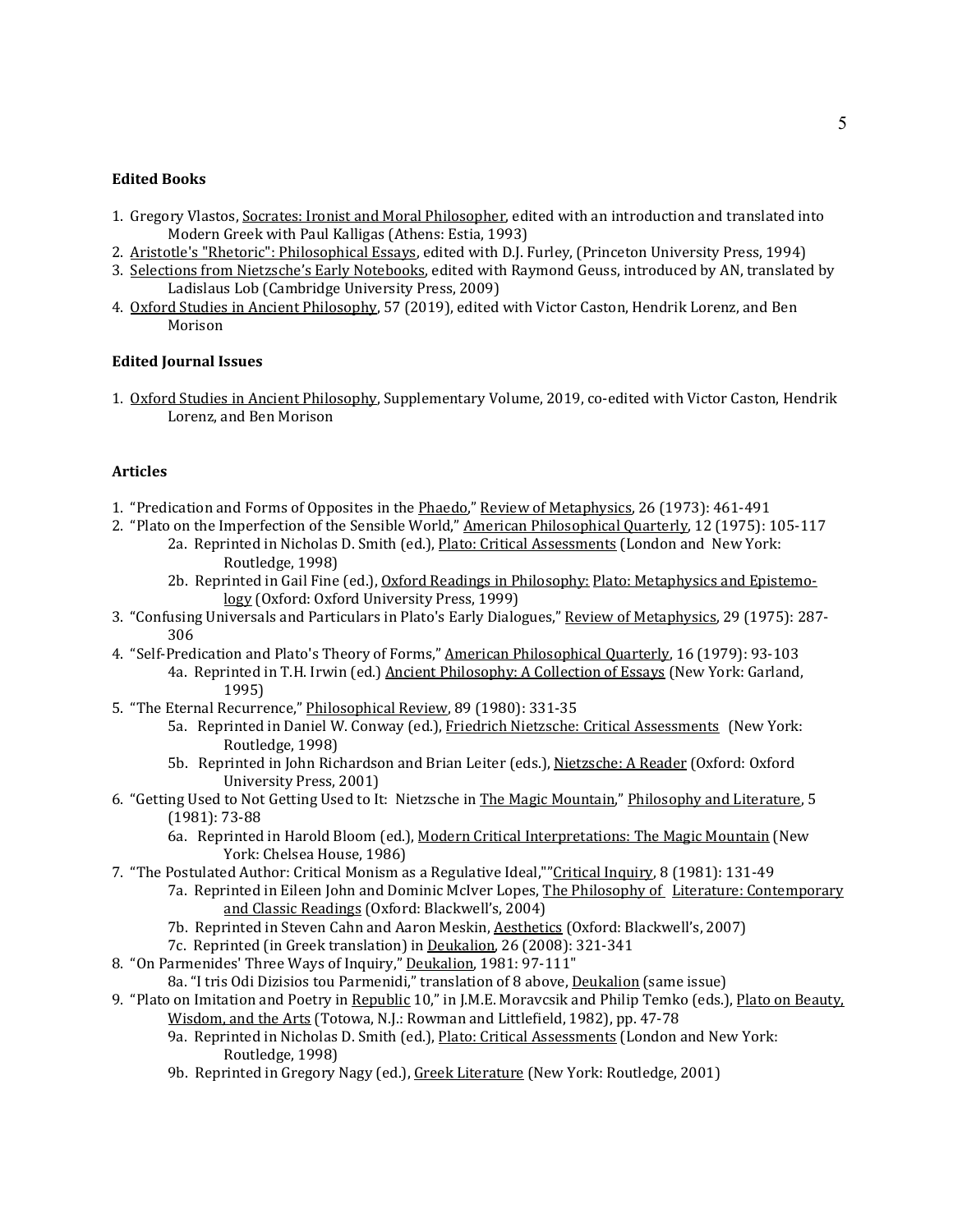**Edited Books**

1. Gregory Vlastos, Socrates: Ironist and Moral Philosopher, edited with an introduction and translated into Modern Greek with Paul Kalligas (Athens: Estia, 1993)
2. Aristotle's "Rhetoric": Philosophical Essays, edited with D.J. Furley, (Princeton University Press, 1994)
3. Selections from Nietzsche's Early Notebooks, edited with Raymond Geuss, introduced by AN, translated by Ladislaus Lob (Cambridge University Press, 2009)
4. Oxford Studies in Ancient Philosophy, 57 (2019), edited with Victor Caston, Hendrik Lorenz, and Ben Morison

**Edited Journal Issues**

1. Oxford Studies in Ancient Philosophy, Supplementary Volume, 2019, co-edited with Victor Caston, Hendrik Lorenz, and Ben Morison

**Articles**

1. "Predication and Forms of Opposites in the Phaedo," Review of Metaphysics, 26 (1973): 461-491
2. "Plato on the Imperfection of the Sensible World," American Philosophical Quarterly, 12 (1975): 105-117
   - 2a. Reprinted in Nicholas D. Smith (ed.), Plato: Critical Assessments (London and New York: Routledge, 1998)
   - 2b. Reprinted in Gail Fine (ed.), Oxford Readings in Philosophy: Plato: Metaphysics and Epistemology (Oxford: Oxford University Press, 1999)
3. "Confusing Universals and Particulars in Plato's Early Dialogues," Review of Metaphysics, 29 (1975): 287-306
4. "Self-Predication and Plato's Theory of Forms," American Philosophical Quarterly, 16 (1979): 93-103
   - 4a. Reprinted in T.H. Irwin (ed.) Ancient Philosophy: A Collection of Essays (New York: Garland, 1995)
5. "The Eternal Recurrence," Philosophical Review, 89 (1980): 331-35
   - 5a. Reprinted in Daniel W. Conway (ed.), Friedrich Nietzsche: Critical Assessments (New York: Routledge, 1998)
   - 5b. Reprinted in John Richardson and Brian Leiter (eds.), Nietzsche: A Reader (Oxford: Oxford University Press, 2001)
6. "Getting Used to Not Getting Used to It: Nietzsche in The Magic Mountain," Philosophy and Literature, 5 (1981): 73-88
   - 6a. Reprinted in Harold Bloom (ed.), Modern Critical Interpretations: The Magic Mountain (New York: Chelsea House, 1986)
7. "The Postulated Author: Critical Monism as a Regulative Ideal,"" Critical Inquiry, 8 (1981): 131-49
   - 7a. Reprinted in Eileen John and Dominic McIver Lopes, The Philosophy of Literature: Contemporary and Classic Readings (Oxford: Blackwell's, 2004)
   - 7b. Reprinted in Steven Cahn and Aaron Meskin, Aesthetics (Oxford: Blackwell's, 2007)
   - 7c. Reprinted (in Greek translation) in Deukalion, 26 (2008): 321-341
8. "On Parmenides' Three Ways of Inquiry," Deukalion, 1981: 97-111"
   - 8a. "I tris Odi Dizisios tou Parmenidi," translation of 8 above, Deukalion (same issue)
9. "Plato on Imitation and Poetry in Republic 10," in J.M.E. Moravcsik and Philip Temko (eds.), Plato on Beauty, Wisdom, and the Arts (Totowa, N.J.: Rowman and Littlefield, 1982), pp. 47-78
   - 9a. Reprinted in Nicholas D. Smith (ed.), Plato: Critical Assessments (London and New York: Routledge, 1998)
   - 9b. Reprinted in Gregory Nagy (ed.), Greek Literature (New York: Routledge, 2001)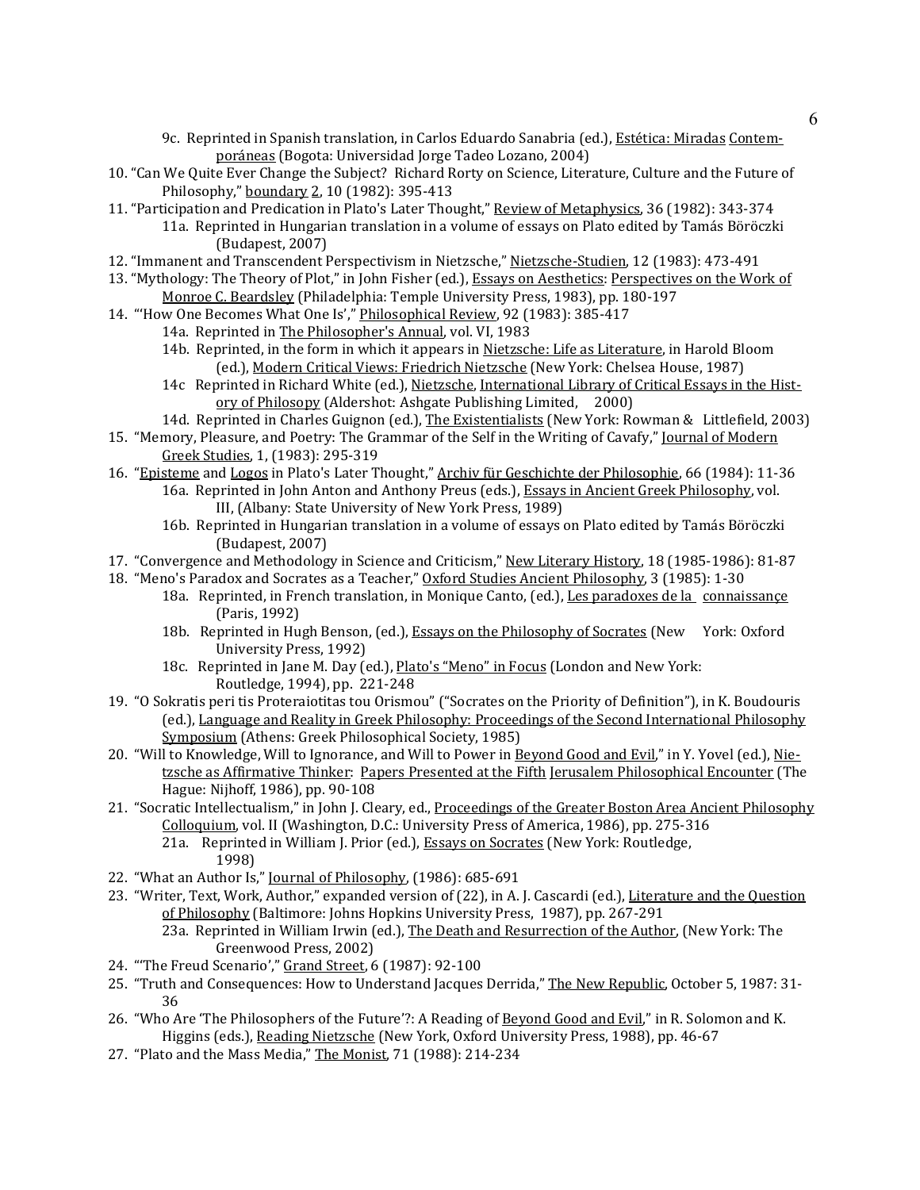9c. Reprinted in Spanish translation, in Carlos Eduardo Sanabria (ed.), Estética: Miradas Contemporáneas (Bogota: Universidad Jorge Tadeo Lozano, 2004)

10. "Can We Quite Ever Change the Subject? Richard Rorty on Science, Literature, Culture and the Future of Philosophy," boundary 2, 10 (1982): 395-413
11. "Participation and Predication in Plato's Later Thought," Review of Metaphysics, 36 (1982): 343-374
    - 11a. Reprinted in Hungarian translation in a volume of essays on Plato edited by Tamás Böröczki (Budapest, 2007)
12. "Immanent and Transcendent Perspectivism in Nietzsche," Nietzsche-Studien, 12 (1983): 473-491
13. "Mythology: The Theory of Plot," in John Fisher (ed.), Essays on Aesthetics: Perspectives on the Work of Monroe C. Beardsley (Philadelphia: Temple University Press, 1983), pp. 180-197
14. "'How One Becomes What One Is'," Philosophical Review, 92 (1983): 385-417
    - 14a. Reprinted in The Philosopher's Annual, vol. VI, 1983
    - 14b. Reprinted, in the form in which it appears in Nietzsche: Life as Literature, in Harold Bloom (ed.), Modern Critical Views: Friedrich Nietzsche (New York: Chelsea House, 1987)
    - 14c Reprinted in Richard White (ed.), Nietzsche, International Library of Critical Essays in the History of Philosopy (Aldershot: Ashgate Publishing Limited, 2000)
    - 14d. Reprinted in Charles Guignon (ed.), The Existentialists (New York: Rowman & Littlefield, 2003)
15. "Memory, Pleasure, and Poetry: The Grammar of the Self in the Writing of Cavafy," Journal of Modern Greek Studies, 1, (1983): 295-319
16. "Episteme and Logos in Plato's Later Thought," Archiv für Geschichte der Philosophie, 66 (1984): 11-36
    - 16a. Reprinted in John Anton and Anthony Preus (eds.), Essays in Ancient Greek Philosophy, vol. III, (Albany: State University of New York Press, 1989)
    - 16b. Reprinted in Hungarian translation in a volume of essays on Plato edited by Tamás Böröczki (Budapest, 2007)
17. "Convergence and Methodology in Science and Criticism," New Literary History, 18 (1985-1986): 81-87
18. "Meno's Paradox and Socrates as a Teacher," Oxford Studies Ancient Philosophy, 3 (1985): 1-30
    - 18a. Reprinted, in French translation, in Monique Canto, (ed.), Les paradoxes de la connaissançe (Paris, 1992)
    - 18b. Reprinted in Hugh Benson, (ed.), Essays on the Philosophy of Socrates (New York: Oxford University Press, 1992)
    - 18c. Reprinted in Jane M. Day (ed.), Plato's "Meno" in Focus (London and New York: Routledge, 1994), pp. 221-248
19. "O Sokratis peri tis Proteraiotitas tou Orismou" ("Socrates on the Priority of Definition"), in K. Boudouris (ed.), Language and Reality in Greek Philosophy: Proceedings of the Second International Philosophy Symposium (Athens: Greek Philosophical Society, 1985)
20. "Will to Knowledge, Will to Ignorance, and Will to Power in Beyond Good and Evil," in Y. Yovel (ed.), Nietzsche as Affirmative Thinker: Papers Presented at the Fifth Jerusalem Philosophical Encounter (The Hague: Nijhoff, 1986), pp. 90-108
21. "Socratic Intellectualism," in John J. Cleary, ed., Proceedings of the Greater Boston Area Ancient Philosophy Colloquium, vol. II (Washington, D.C.: University Press of America, 1986), pp. 275-316
    - 21a. Reprinted in William J. Prior (ed.), Essays on Socrates (New York: Routledge, 1998)
22. "What an Author Is," Journal of Philosophy, (1986): 685-691
23. "Writer, Text, Work, Author," expanded version of (22), in A. J. Cascardi (ed.), Literature and the Question of Philosophy (Baltimore: Johns Hopkins University Press, 1987), pp. 267-291
    - 23a. Reprinted in William Irwin (ed.), The Death and Resurrection of the Author, (New York: The Greenwood Press, 2002)
24. "'The Freud Scenario'," Grand Street, 6 (1987): 92-100
25. "Truth and Consequences: How to Understand Jacques Derrida," The New Republic, October 5, 1987: 31-36
26. "Who Are 'The Philosophers of the Future'?: A Reading of Beyond Good and Evil," in R. Solomon and K. Higgins (eds.), Reading Nietzsche (New York, Oxford University Press, 1988), pp. 46-67
27. "Plato and the Mass Media," The Monist, 71 (1988): 214-234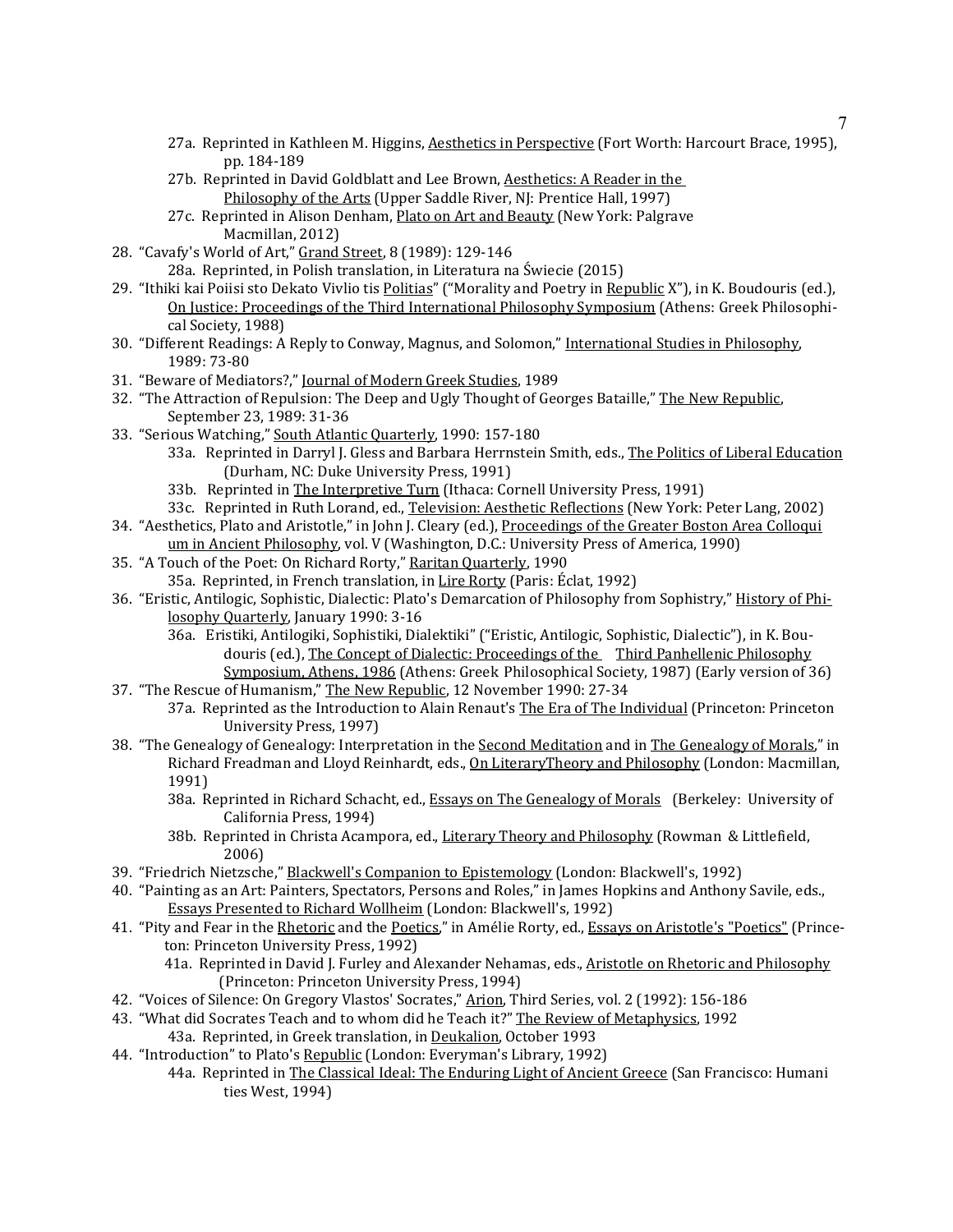- 27a. Reprinted in Kathleen M. Higgins, Aesthetics in Perspective (Fort Worth: Harcourt Brace, 1995), pp. 184-189
- 27b. Reprinted in David Goldblatt and Lee Brown, Aesthetics: A Reader in the Philosophy of the Arts (Upper Saddle River, NJ: Prentice Hall, 1997)
- 27c. Reprinted in Alison Denham, Plato on Art and Beauty (New York: Palgrave Macmillan, 2012)

28. “Cavafy's World of Art,” Grand Street, 8 (1989): 129-146
    - 28a. Reprinted, in Polish translation, in Literatura na Świecie (2015)
29. “Ithiki kai Poiisi sto Dekato Vivlio tis Politias” (“Morality and Poetry in Republic X”), in K. Boudouris (ed.), On Justice: Proceedings of the Third International Philosophy Symposium (Athens: Greek Philosophical Society, 1988)
30. “Different Readings: A Reply to Conway, Magnus, and Solomon,” International Studies in Philosophy, 1989: 73-80
31. “Beware of Mediators?,” Journal of Modern Greek Studies, 1989
32. “The Attraction of Repulsion: The Deep and Ugly Thought of Georges Bataille,” The New Republic, September 23, 1989: 31-36
33. “Serious Watching,” South Atlantic Quarterly, 1990: 157-180
    - 33a. Reprinted in Darryl J. Gless and Barbara Herrnstein Smith, eds., The Politics of Liberal Education (Durham, NC: Duke University Press, 1991)
    - 33b. Reprinted in The Interpretive Turn (Ithaca: Cornell University Press, 1991)
    - 33c. Reprinted in Ruth Lorand, ed., Television: Aesthetic Reflections (New York: Peter Lang, 2002)
34. “Aesthetics, Plato and Aristotle,” in John J. Cleary (ed.), Proceedings of the Greater Boston Area Colloquium in Ancient Philosophy, vol. V (Washington, D.C.: University Press of America, 1990)
35. “A Touch of the Poet: On Richard Rorty,” Raritan Quarterly, 1990
    - 35a. Reprinted, in French translation, in Lire Rorty (Paris: Éclat, 1992)
36. “Eristic, Antilogic, Sophistic, Dialectic: Plato's Demarcation of Philosophy from Sophistry,” History of Philosophy Quarterly, January 1990: 3-16
    - 36a. Eristiki, Antilogiki, Sophistiki, Dialektiki” (“Eristic, Antilogic, Sophistic, Dialectic”), in K. Boudouris (ed.), The Concept of Dialectic: Proceedings of the Third Panhellenic Philosophy Symposium, Athens, 1986 (Athens: Greek Philosophical Society, 1987) (Early version of 36)
37. “The Rescue of Humanism,” The New Republic, 12 November 1990: 27-34
    - 37a. Reprinted as the Introduction to Alain Renaut's The Era of The Individual (Princeton: Princeton University Press, 1997)
38. “The Genealogy of Genealogy: Interpretation in the Second Meditation and in The Genealogy of Morals,” in Richard Freadman and Lloyd Reinhardt, eds., On LiteraryTheory and Philosophy (London: Macmillan, 1991)
    - 38a. Reprinted in Richard Schacht, ed., Essays on The Genealogy of Morals (Berkeley: University of California Press, 1994)
    - 38b. Reprinted in Christa Acampora, ed., Literary Theory and Philosophy (Rowman & Littlefield, 2006)
39. “Friedrich Nietzsche,” Blackwell's Companion to Epistemology (London: Blackwell's, 1992)
40. “Painting as an Art: Painters, Spectators, Persons and Roles,” in James Hopkins and Anthony Savile, eds., Essays Presented to Richard Wollheim (London: Blackwell's, 1992)
41. “Pity and Fear in the Rhetoric and the Poetics,” in Amélie Rorty, ed., Essays on Aristotle's "Poetics" (Princeton: Princeton University Press, 1992)
    - 41a. Reprinted in David J. Furley and Alexander Nehamas, eds., Aristotle on Rhetoric and Philosophy (Princeton: Princeton University Press, 1994)
42. “Voices of Silence: On Gregory Vlastos' Socrates,” Arion, Third Series, vol. 2 (1992): 156-186
43. “What did Socrates Teach and to whom did he Teach it?” The Review of Metaphysics, 1992
    - 43a. Reprinted, in Greek translation, in Deukalion, October 1993
44. “Introduction” to Plato's Republic (London: Everyman's Library, 1992)
    - 44a. Reprinted in The Classical Ideal: The Enduring Light of Ancient Greece (San Francisco: Humanities West, 1994)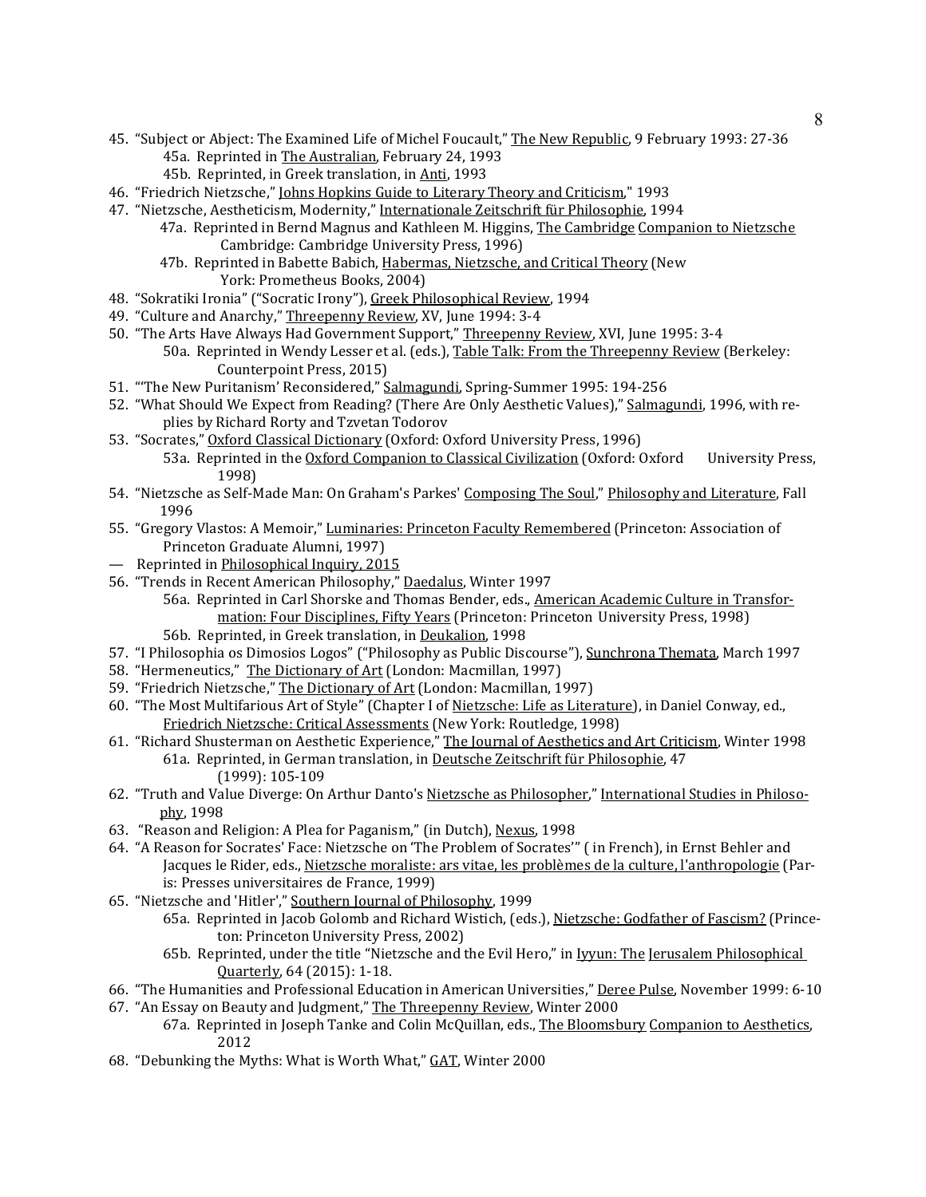45. "Subject or Abject: The Examined Life of Michel Foucault," The New Republic, 9 February 1993: 27-36
    - 45a. Reprinted in The Australian, February 24, 1993
    - 45b. Reprinted, in Greek translation, in Anti, 1993
46. "Friedrich Nietzsche," Johns Hopkins Guide to Literary Theory and Criticism," 1993
47. "Nietzsche, Aestheticism, Modernity," Internationale Zeitschrift für Philosophie, 1994
    - 47a. Reprinted in Bernd Magnus and Kathleen M. Higgins, The Cambridge Companion to Nietzsche Cambridge: Cambridge University Press, 1996)
    - 47b. Reprinted in Babette Babich, Habermas, Nietzsche, and Critical Theory (New York: Prometheus Books, 2004)
48. "Sokratiki Ironia" ("Socratic Irony"), Greek Philosophical Review, 1994
49. "Culture and Anarchy," Threepenny Review, XV, June 1994: 3-4
50. "The Arts Have Always Had Government Support," Threepenny Review, XVI, June 1995: 3-4
    - 50a. Reprinted in Wendy Lesser et al. (eds.), Table Talk: From the Threepenny Review (Berkeley: Counterpoint Press, 2015)
51. "'The New Puritanism' Reconsidered," Salmagundi, Spring-Summer 1995: 194-256
52. "What Should We Expect from Reading? (There Are Only Aesthetic Values)," Salmagundi, 1996, with replies by Richard Rorty and Tzvetan Todorov
53. "Socrates," Oxford Classical Dictionary (Oxford: Oxford University Press, 1996)
    - 53a. Reprinted in the Oxford Companion to Classical Civilization (Oxford: Oxford University Press, 1998)
54. "Nietzsche as Self-Made Man: On Graham's Parkes' Composing The Soul," Philosophy and Literature, Fall 1996
55. "Gregory Vlastos: A Memoir," Luminaries: Princeton Faculty Remembered (Princeton: Association of Princeton Graduate Alumni, 1997)

— Reprinted in Philosophical Inquiry, 2015

56. "Trends in Recent American Philosophy," Daedalus, Winter 1997
    - 56a. Reprinted in Carl Shorske and Thomas Bender, eds., American Academic Culture in Transformation: Four Disciplines, Fifty Years (Princeton: Princeton University Press, 1998)
    - 56b. Reprinted, in Greek translation, in Deukalion, 1998
57. "I Philosophia os Dimosios Logos" ("Philosophy as Public Discourse"), Sunchrona Themata, March 1997
58. "Hermeneutics," The Dictionary of Art (London: Macmillan, 1997)
59. "Friedrich Nietzsche," The Dictionary of Art (London: Macmillan, 1997)
60. "The Most Multifarious Art of Style" (Chapter I of Nietzsche: Life as Literature), in Daniel Conway, ed., Friedrich Nietzsche: Critical Assessments (New York: Routledge, 1998)
61. "Richard Shusterman on Aesthetic Experience," The Journal of Aesthetics and Art Criticism, Winter 1998
    - 61a. Reprinted, in German translation, in Deutsche Zeitschrift für Philosophie, 47 (1999): 105-109
62. "Truth and Value Diverge: On Arthur Danto's Nietzsche as Philosopher," International Studies in Philosophy, 1998
63. "Reason and Religion: A Plea for Paganism," (in Dutch), Nexus, 1998
64. "A Reason for Socrates' Face: Nietzsche on 'The Problem of Socrates'" ( in French), in Ernst Behler and Jacques le Rider, eds., Nietzsche moraliste: ars vitae, les problèmes de la culture, l'anthropologie (Paris: Presses universitaires de France, 1999)
65. "Nietzsche and 'Hitler'," Southern Journal of Philosophy, 1999
    - 65a. Reprinted in Jacob Golomb and Richard Wistich, (eds.), Nietzsche: Godfather of Fascism? (Princeton: Princeton University Press, 2002)
    - 65b. Reprinted, under the title "Nietzsche and the Evil Hero," in Iyyun: The Jerusalem Philosophical Quarterly, 64 (2015): 1-18.
66. "The Humanities and Professional Education in American Universities," Deree Pulse, November 1999: 6-10
67. "An Essay on Beauty and Judgment," The Threepenny Review, Winter 2000
    - 67a. Reprinted in Joseph Tanke and Colin McQuillan, eds., The Bloomsbury Companion to Aesthetics, 2012
68. "Debunking the Myths: What is Worth What," GAT, Winter 2000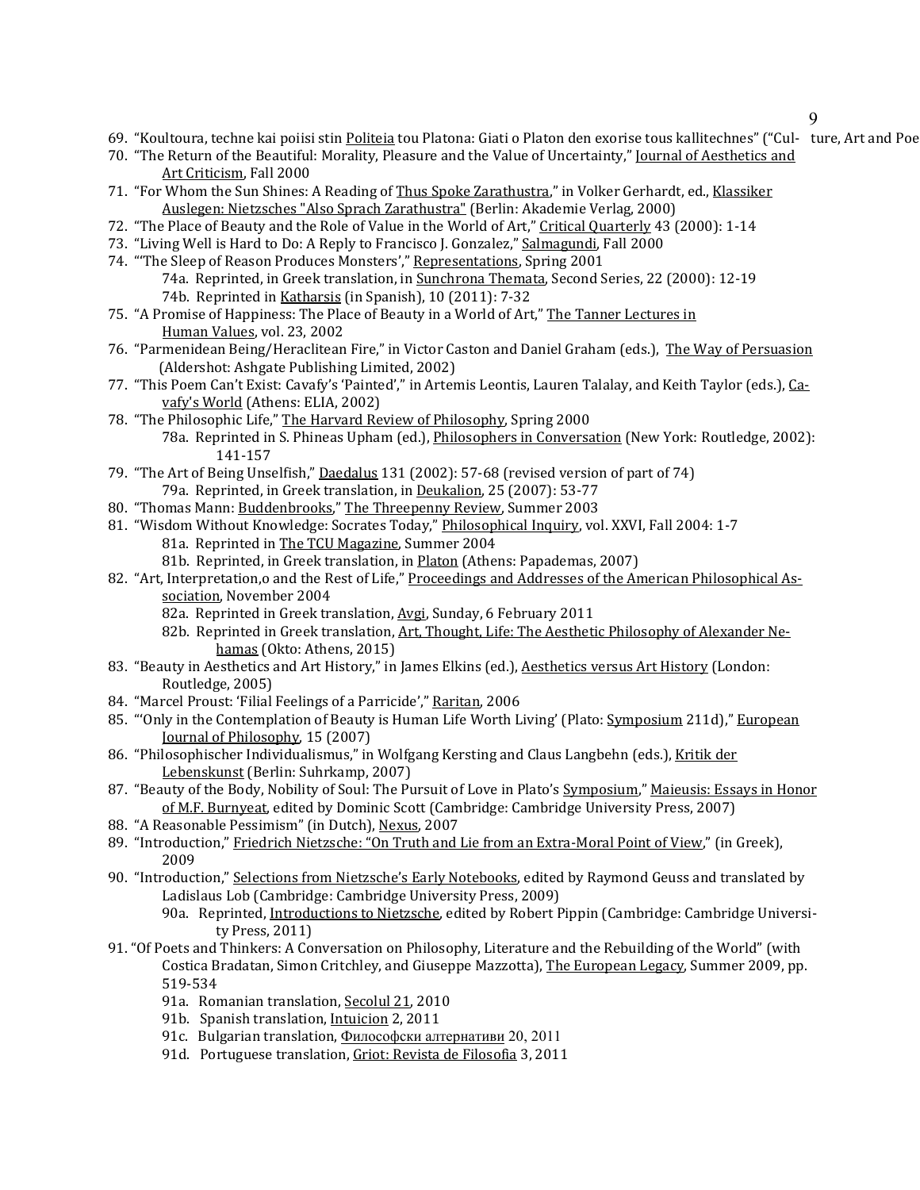69. "Kouultoura, techne kai poiisi stin Politeia tou Platona: Giati o Platon den exorise tous kallitechnes" ("Cul- ture, Art and Poe
70. "The Return of the Beautiful: Morality, Pleasure and the Value of Uncertainty," Journal of Aesthetics and Art Criticism, Fall 2000
71. "For Whom the Sun Shines: A Reading of Thus Spoke Zarathustra," in Volker Gerhardt, ed., Klassiker Auslegen: Nietzsches "Also Sprach Zarathustra" (Berlin: Akademie Verlag, 2000)
72. "The Place of Beauty and the Role of Value in the World of Art," Critical Quarterly 43 (2000): 1-14
73. "Living Well is Hard to Do: A Reply to Francisco J. Gonzalez," Salmagundi, Fall 2000
74. "'The Sleep of Reason Produces Monsters'," Representations, Spring 2001
    - 74a. Reprinted, in Greek translation, in Sunchrona Themata, Second Series, 22 (2000): 12-19
    - 74b. Reprinted in Katharsis (in Spanish), 10 (2011): 7-32
75. "A Promise of Happiness: The Place of Beauty in a World of Art," The Tanner Lectures in Human Values, vol. 23, 2002
76. "Parmenidean Being/Heraclitean Fire," in Victor Caston and Daniel Graham (eds.), The Way of Persuasion (Aldershot: Ashgate Publishing Limited, 2002)
77. "This Poem Can't Exist: Cavafy's 'Painted'," in Artemis Leontis, Lauren Talalay, and Keith Taylor (eds.), Cavafy's World (Athens: ELIA, 2002)
78. "The Philosophic Life," The Harvard Review of Philosophy, Spring 2000
    - 78a. Reprinted in S. Phineas Upham (ed.), Philosophers in Conversation (New York: Routledge, 2002): 141-157
79. "The Art of Being Unselfish," Daedalus 131 (2002): 57-68 (revised version of part of 74)
    - 79a. Reprinted, in Greek translation, in Deukalion, 25 (2007): 53-77
80. "Thomas Mann: Buddenbrooks," The Threepenny Review, Summer 2003
81. "Wisdom Without Knowledge: Socrates Today," Philosophical Inquiry, vol. XXVI, Fall 2004: 1-7
    - 81a. Reprinted in The TCU Magazine, Summer 2004
    - 81b. Reprinted, in Greek translation, in Platon (Athens: Papademas, 2007)
82. "Art, Interpretation,o and the Rest of Life," Proceedings and Addresses of the American Philosophical Association, November 2004
    - 82a. Reprinted in Greek translation, Avgi, Sunday, 6 February 2011
    - 82b. Reprinted in Greek translation, Art, Thought, Life: The Aesthetic Philosophy of Alexander Nehamas (Okto: Athens, 2015)
83. "Beauty in Aesthetics and Art History," in James Elkins (ed.), Aesthetics versus Art History (London: Routledge, 2005)
84. "Marcel Proust: 'Filial Feelings of a Parricide'," Raritan, 2006
85. "'Only in the Contemplation of Beauty is Human Life Worth Living' (Plato: Symposium 211d)," European Journal of Philosophy, 15 (2007)
86. "Philosophischer Individualismus," in Wolfgang Kersting and Claus Langbehn (eds.), Kritik der Lebenskunst (Berlin: Suhrkamp, 2007)
87. "Beauty of the Body, Nobility of Soul: The Pursuit of Love in Plato's Symposium," Maieusis: Essays in Honor of M.F. Burnyeat, edited by Dominic Scott (Cambridge: Cambridge University Press, 2007)
88. "A Reasonable Pessimism" (in Dutch), Nexus, 2007
89. "Introduction," Friedrich Nietzsche: "On Truth and Lie from an Extra-Moral Point of View," (in Greek), 2009
90. "Introduction," Selections from Nietzsche's Early Notebooks, edited by Raymond Geuss and translated by Ladislaus Lob (Cambridge: Cambridge University Press, 2009)
    - 90a. Reprinted, Introductions to Nietzsche, edited by Robert Pippin (Cambridge: Cambridge University Press, 2011)
91. "Of Poets and Thinkers: A Conversation on Philosophy, Literature and the Rebuilding of the World" (with Costica Bradatan, Simon Critchley, and Giuseppe Mazzotta), The European Legacy, Summer 2009, pp. 519-534
    - 91a. Romanian translation, Secolul 21, 2010
    - 91b. Spanish translation, Intuicion 2, 2011
    - 91c. Bulgarian translation, Философски алтернативи 20, 2011
    - 91d. Portuguese translation, Griot: Revista de Filosofia 3, 2011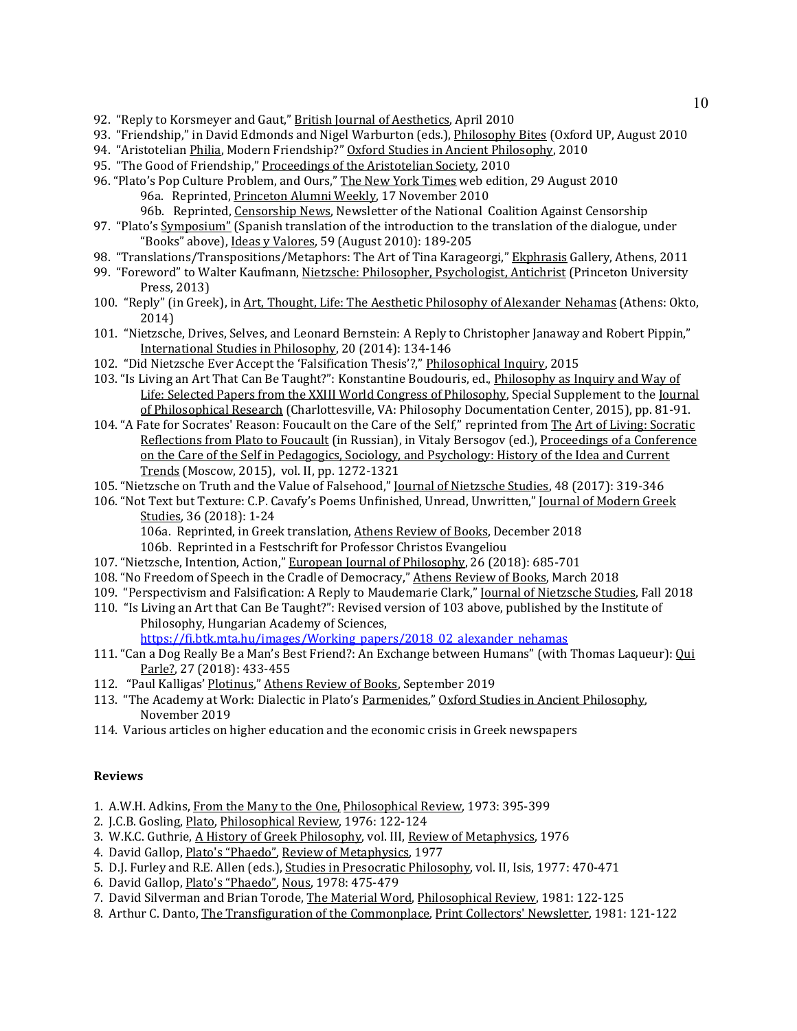92. "Reply to Korsmeyer and Gaut," British Journal of Aesthetics, April 2010
93. "Friendship," in David Edmonds and Nigel Warburton (eds.), Philosophy Bites (Oxford UP, August 2010)
94. "Aristotelian Philia, Modern Friendship?" Oxford Studies in Ancient Philosophy, 2010
95. "The Good of Friendship," Proceedings of the Aristotelian Society, 2010
96. "Plato's Pop Culture Problem, and Ours," The New York Times web edition, 29 August 2010
    - 96a. Reprinted, Princeton Alumni Weekly, 17 November 2010
    - 96b. Reprinted, Censorship News, Newsletter of the National Coalition Against Censorship
97. "Plato's Symposium" (Spanish translation of the introduction to the translation of the dialogue, under "Books" above), Ideas y Valores, 59 (August 2010): 189-205
98. "Translations/Transpositions/Metaphors: The Art of Tina Karageorgi," Ekphrasis Gallery, Athens, 2011
99. "Foreword" to Walter Kaufmann, Nietzsche: Philosopher, Psychologist, Antichrist (Princeton University Press, 2013)
100. "Reply" (in Greek), in Art, Thought, Life: The Aesthetic Philosophy of Alexander Nehamas (Athens: Okto, 2014)
101. "Nietzsche, Drives, Selves, and Leonard Bernstein: A Reply to Christopher Janaway and Robert Pippin," International Studies in Philosophy, 20 (2014): 134-146
102. "Did Nietzsche Ever Accept the 'Falsification Thesis'?," Philosophical Inquiry, 2015
103. "Is Living an Art That Can Be Taught?": Konstantine Boudouris, ed., Philosophy as Inquiry and Way of Life: Selected Papers from the XXIII World Congress of Philosophy, Special Supplement to the Journal of Philosophical Research (Charlottesville, VA: Philosophy Documentation Center, 2015), pp. 81-91.
104. "A Fate for Socrates' Reason: Foucault on the Care of the Self," reprinted from The Art of Living: Socratic Reflections from Plato to Foucault (in Russian), in Vitaly Bersogov (ed.), Proceedings of a Conference on the Care of the Self in Pedagogics, Sociology, and Psychology: History of the Idea and Current Trends (Moscow, 2015), vol. II, pp. 1272-1321
105. "Nietzsche on Truth and the Value of Falsehood," Journal of Nietzsche Studies, 48 (2017): 319-346
106. "Not Text but Texture: C.P. Cavafy's Poems Unfinished, Unread, Unwritten," Journal of Modern Greek Studies, 36 (2018): 1-24
    - 106a. Reprinted, in Greek translation, Athens Review of Books, December 2018
    - 106b. Reprinted in a Festschrift for Professor Christos Evangeliou
107. "Nietzsche, Intention, Action," European Journal of Philosophy, 26 (2018): 685-701
108. "No Freedom of Speech in the Cradle of Democracy," Athens Review of Books, March 2018
109. "Perspectivism and Falsification: A Reply to Maudemarie Clark," Journal of Nietzsche Studies, Fall 2018
110. "Is Living an Art that Can Be Taught?": Revised version of 103 above, published by the Institute of Philosophy, Hungarian Academy of Sciences, https://fi.btk.mta.hu/images/Working_papers/2018_02_alexander_nehamas
111. "Can a Dog Really Be a Man's Best Friend?: An Exchange between Humans" (with Thomas Laqueur): Qui Parle?, 27 (2018): 433-455
112. "Paul Kalligas' Plotinus," Athens Review of Books, September 2019
113. "The Academy at Work: Dialectic in Plato's Parmenides," Oxford Studies in Ancient Philosophy, November 2019
114. Various articles on higher education and the economic crisis in Greek newspapers

**Reviews**

1. A.W.H. Adkins, From the Many to the One, Philosophical Review, 1973: 395-399
2. J.C.B. Gosling, Plato, Philosophical Review, 1976: 122-124
3. W.K.C. Guthrie, A History of Greek Philosophy, vol. III, Review of Metaphysics, 1976
4. David Gallop, Plato's "Phaedo", Review of Metaphysics, 1977
5. D.J. Furley and R.E. Allen (eds.), Studies in Presocratic Philosophy, vol. II, Isis, 1977: 470-471
6. David Gallop, Plato's "Phaedo", Nous, 1978: 475-479
7. David Silverman and Brian Torode, The Material Word, Philosophical Review, 1981: 122-125
8. Arthur C. Danto, The Transfiguration of the Commonplace, Print Collectors' Newsletter, 1981: 121-122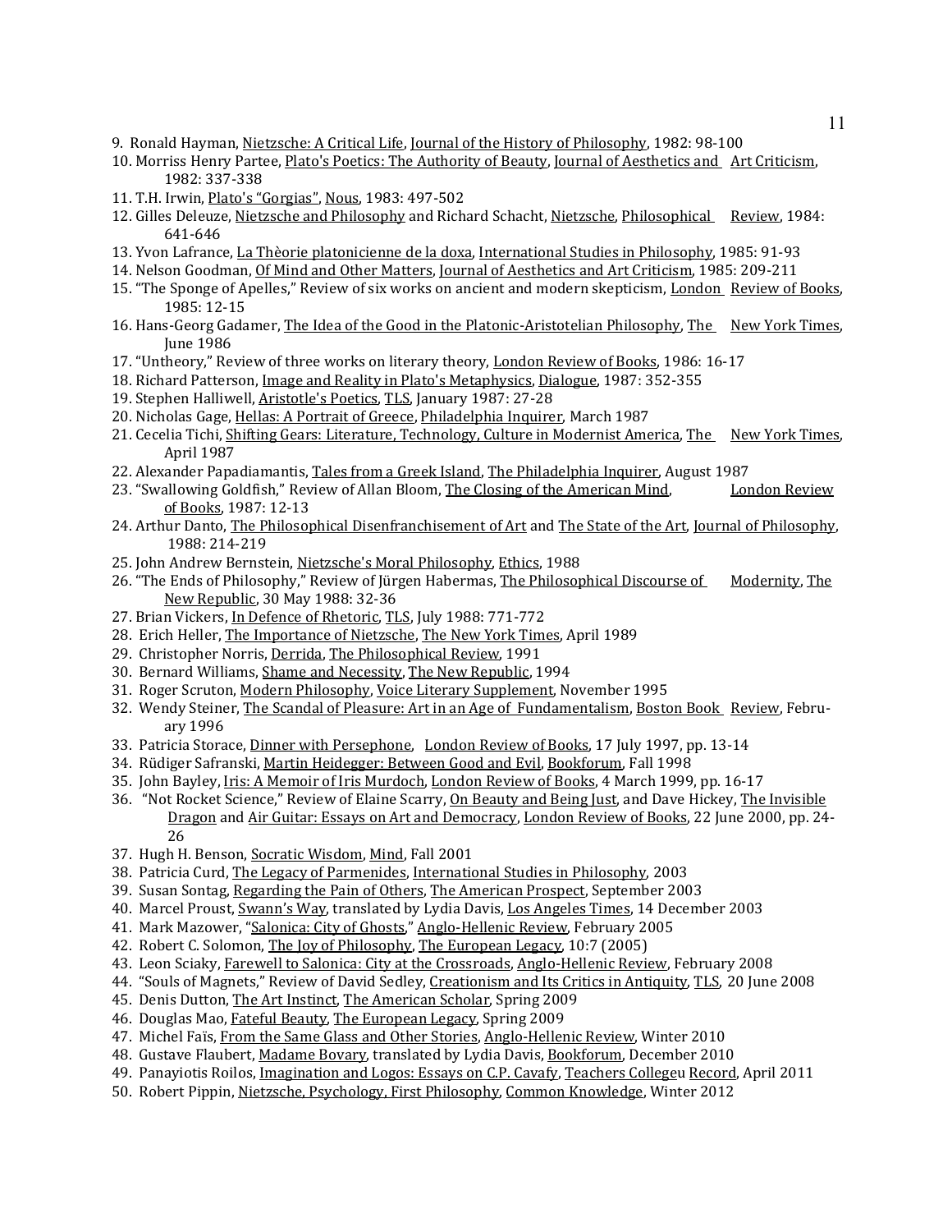9. Ronald Hayman, Nietzsche: A Critical Life, Journal of the History of Philosophy, 1982: 98-100
10. Morriss Henry Partee, Plato's Poetics: The Authority of Beauty, Journal of Aesthetics and Art Criticism, 1982: 337-338
11. T.H. Irwin, Plato's "Gorgias", Nous, 1983: 497-502
12. Gilles Deleuze, Nietzsche and Philosophy and Richard Schacht, Nietzsche, Philosophical Review, 1984: 641-646
13. Yvon Lafrance, La Thèorie platonicienne de la doxa, International Studies in Philosophy, 1985: 91-93
14. Nelson Goodman, Of Mind and Other Matters, Journal of Aesthetics and Art Criticism, 1985: 209-211
15. "The Sponge of Apelles," Review of six works on ancient and modern skepticism, London Review of Books, 1985: 12-15
16. Hans-Georg Gadamer, The Idea of the Good in the Platonic-Aristotelian Philosophy, The New York Times, June 1986
17. "Untheory," Review of three works on literary theory, London Review of Books, 1986: 16-17
18. Richard Patterson, Image and Reality in Plato's Metaphysics, Dialogue, 1987: 352-355
19. Stephen Halliwell, Aristotle's Poetics, TLS, January 1987: 27-28
20. Nicholas Gage, Hellas: A Portrait of Greece, Philadelphia Inquirer, March 1987
21. Cecelia Tichi, Shifting Gears: Literature, Technology, Culture in Modernist America, The New York Times, April 1987
22. Alexander Papadiamantis, Tales from a Greek Island, The Philadelphia Inquirer, August 1987
23. "Swallowing Goldfish," Review of Allan Bloom, The Closing of the American Mind, London Review of Books, 1987: 12-13
24. Arthur Danto, The Philosophical Disenfranchisement of Art and The State of the Art, Journal of Philosophy, 1988: 214-219
25. John Andrew Bernstein, Nietzsche's Moral Philosophy, Ethics, 1988
26. "The Ends of Philosophy," Review of Jürgen Habermas, The Philosophical Discourse of Modernity, The New Republic, 30 May 1988: 32-36
27. Brian Vickers, In Defence of Rhetoric, TLS, July 1988: 771-772
28. Erich Heller, The Importance of Nietzsche, The New York Times, April 1989
29. Christopher Norris, Derrida, The Philosophical Review, 1991
30. Bernard Williams, Shame and Necessity, The New Republic, 1994
31. Roger Scruton, Modern Philosophy, Voice Literary Supplement, November 1995
32. Wendy Steiner, The Scandal of Pleasure: Art in an Age of Fundamentalism, Boston Book Review, February 1996
33. Patricia Storace, Dinner with Persephone, London Review of Books, 17 July 1997, pp. 13-14
34. Rüdiger Safranski, Martin Heidegger: Between Good and Evil, Bookforum, Fall 1998
35. John Bayley, Iris: A Memoir of Iris Murdoch, London Review of Books, 4 March 1999, pp. 16-17
36. "Not Rocket Science," Review of Elaine Scarry, On Beauty and Being Just, and Dave Hickey, The Invisible Dragon and Air Guitar: Essays on Art and Democracy, London Review of Books, 22 June 2000, pp. 24-26
37. Hugh H. Benson, Socratic Wisdom, Mind, Fall 2001
38. Patricia Curd, The Legacy of Parmenides, International Studies in Philosophy, 2003
39. Susan Sontag, Regarding the Pain of Others, The American Prospect, September 2003
40. Marcel Proust, Swann's Way, translated by Lydia Davis, Los Angeles Times, 14 December 2003
41. Mark Mazower, "Salonica: City of Ghosts," Anglo-Hellenic Review, February 2005
42. Robert C. Solomon, The Joy of Philosophy, The European Legacy, 10:7 (2005)
43. Leon Sciaky, Farewell to Salonica: City at the Crossroads, Anglo-Hellenic Review, February 2008
44. "Souls of Magnets," Review of David Sedley, Creationism and Its Critics in Antiquity, TLS, 20 June 2008
45. Denis Dutton, The Art Instinct, The American Scholar, Spring 2009
46. Douglas Mao, Fateful Beauty, The European Legacy, Spring 2009
47. Michel Faïs, From the Same Glass and Other Stories, Anglo-Hellenic Review, Winter 2010
48. Gustave Flaubert, Madame Bovary, translated by Lydia Davis, Bookforum, December 2010
49. Panayiotis Roilos, Imagination and Logos: Essays on C.P. Cavafy, Teachers Collegeu Record, April 2011
50. Robert Pippin, Nietzsche, Psychology, First Philosophy, Common Knowledge, Winter 2012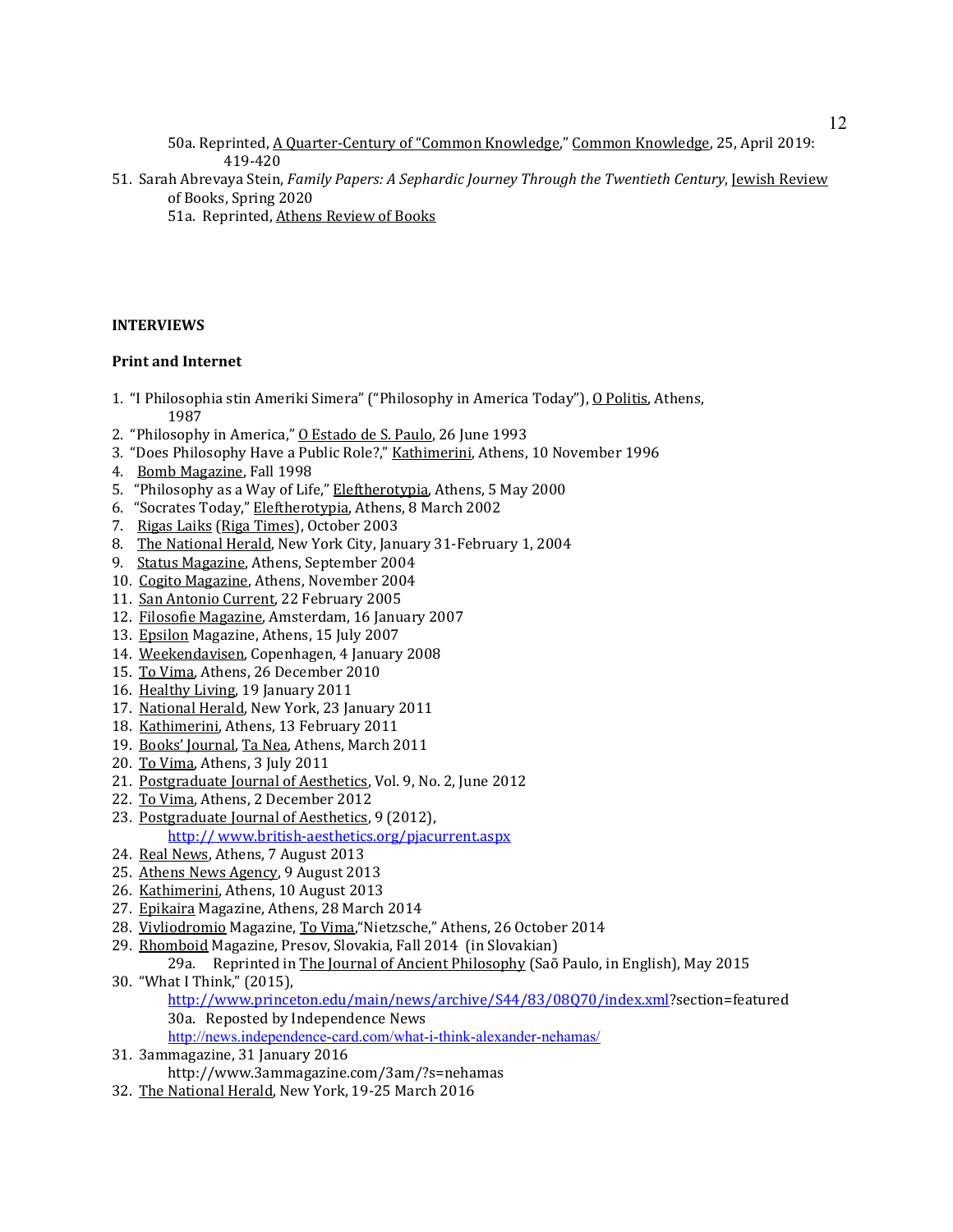50a. Reprinted, <u>A Quarter-Century of "Common Knowledge</u>," <u>Common Knowledge</u>, 25, April 2019: 419-420

51. Sarah Abrevaya Stein, *Family Papers: A Sephardic Journey Through the Twentieth Century*, <u>Jewish Review of Books</u>, Spring 2020

    51a. Reprinted, <u>Athens Review of Books</u>

**INTERVIEWS**

**Print and Internet**

1. "I Philosophia stin Ameriki Simera" ("Philosophy in America Today"), <u>O Politis</u>, Athens, 1987
2. "Philosophy in America," <u>O Estado de S. Paulo</u>, 26 June 1993
3. "Does Philosophy Have a Public Role?," <u>Kathimerini</u>, Athens, 10 November 1996
4. <u>Bomb Magazine</u>, Fall 1998
5. "Philosophy as a Way of Life," <u>Eleftherotypia</u>, Athens, 5 May 2000
6. "Socrates Today," <u>Eleftherotypia</u>, Athens, 8 March 2002
7. <u>Rigas Laiks</u> (<u>Riga Times</u>), October 2003
8. <u>The National Herald</u>, New York City, January 31-February 1, 2004
9. <u>Status Magazine</u>, Athens, September 2004
10. <u>Cogito Magazine</u>, Athens, November 2004
11. <u>San Antonio Current</u>, 22 February 2005
12. <u>Filosofie Magazine</u>, Amsterdam, 16 January 2007
13. <u>Epsilon</u> Magazine, Athens, 15 July 2007
14. <u>Weekendavisen</u>, Copenhagen, 4 January 2008
15. <u>To Vima</u>, Athens, 26 December 2010
16. <u>Healthy Living</u>, 19 January 2011
17. <u>National Herald</u>, New York, 23 January 2011
18. <u>Kathimerini</u>, Athens, 13 February 2011
19. <u>Books' Journal</u>, <u>Ta Nea</u>, Athens, March 2011
20. <u>To Vima</u>, Athens, 3 July 2011
21. <u>Postgraduate Journal of Aesthetics</u>, Vol. 9, No. 2, June 2012
22. <u>To Vima</u>, Athens, 2 December 2012
23. <u>Postgraduate Journal of Aesthetics</u>, 9 (2012), http:// www.british-aesthetics.org/pjacurrent.aspx
24. <u>Real News</u>, Athens, 7 August 2013
25. <u>Athens News Agency</u>, 9 August 2013
26. <u>Kathimerini</u>, Athens, 10 August 2013
27. <u>Epikaira</u> Magazine, Athens, 28 March 2014
28. <u>Vivliodromio</u> Magazine, <u>To Vima</u>,"Nietzsche," Athens, 26 October 2014
29. <u>Rhomboid</u> Magazine, Presov, Slovakia, Fall 2014 (in Slovakian)

    29a. Reprinted in <u>The Journal of Ancient Philosophy</u> (Saõ Paulo, in English), May 2015
30. "What I Think," (2015), http://www.princeton.edu/main/news/archive/S44/83/08Q70/index.xml?section=featured

    30a. Reposted by Independence News http://news.independence-card.com/what-i-think-alexander-nehamas/
31. 3ammagazine, 31 January 2016 http://www.3ammagazine.com/3am/?s=nehamas
32. <u>The National Herald</u>, New York, 19-25 March 2016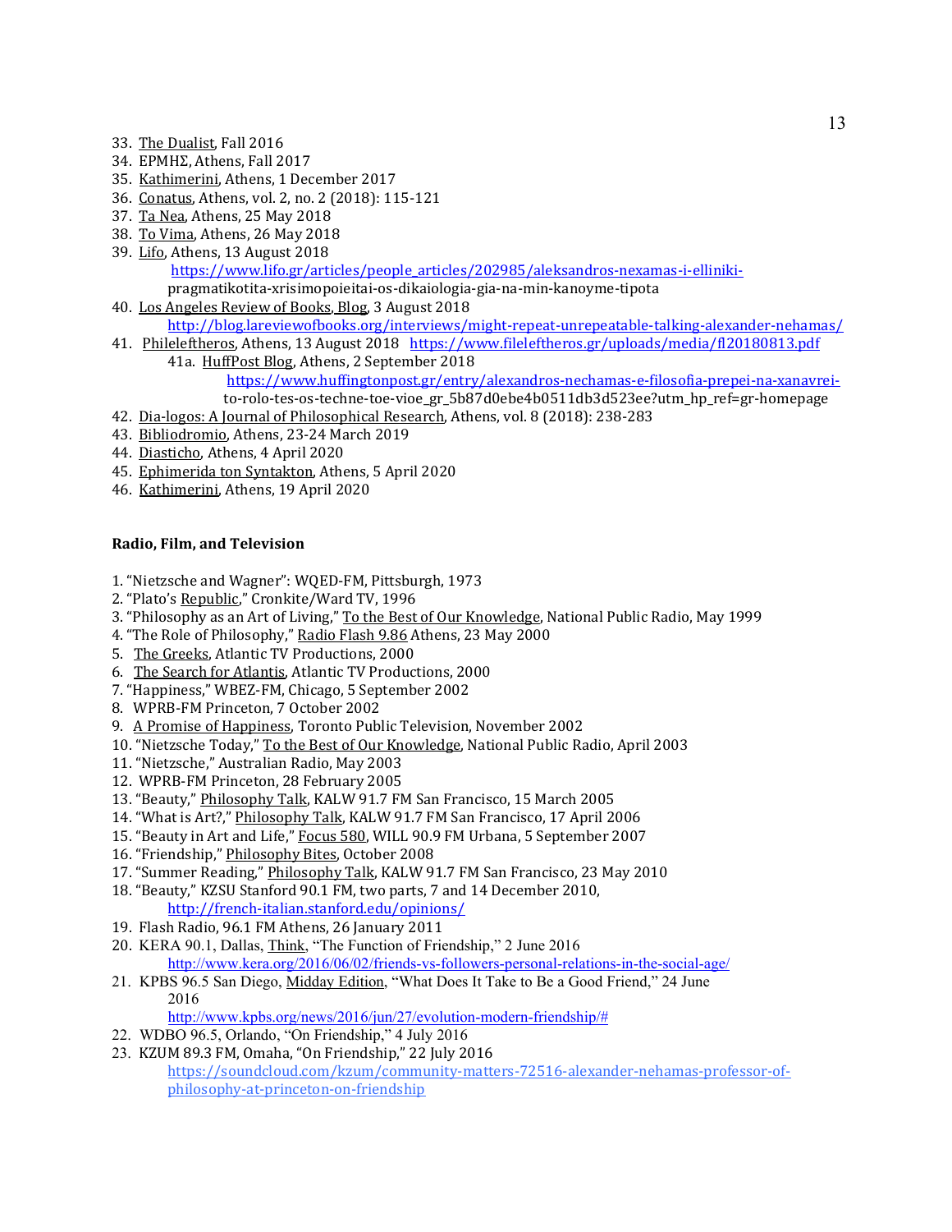33. The Dualist, Fall 2016
34. ΕΡΜΗΣ, Athens, Fall 2017
35. Kathimerini, Athens, 1 December 2017
36. Conatus, Athens, vol. 2, no. 2 (2018): 115-121
37. Ta Nea, Athens, 25 May 2018
38. To Vima, Athens, 26 May 2018
39. Lifo, Athens, 13 August 2018
    https://www.lifo.gr/articles/people_articles/202985/aleksandros-nexamas-i-elliniki-pragmatikotita-xrisimopoieitai-os-dikaiologia-gia-na-min-kanoyme-tipota
40. Los Angeles Review of Books, Blog, 3 August 2018
    http://blog.lareviewofbooks.org/interviews/might-repeat-unrepeatable-talking-alexander-nehamas/
41. Phileleftheros, Athens, 13 August 2018 https://www.fileleftheros.gr/uploads/media/fl20180813.pdf
    41a. HuffPost Blog, Athens, 2 September 2018
    https://www.huffingtonpost.gr/entry/alexandros-nechamas-e-filosofia-prepei-na-xanavrei-to-rolo-tes-os-techne-toe-vioe_gr_5b87d0ebe4b0511db3d523ee?utm_hp_ref=gr-homepage
42. Dia-logos: A Journal of Philosophical Research, Athens, vol. 8 (2018): 238-283
43. Bibliodromio, Athens, 23-24 March 2019
44. Diasticho, Athens, 4 April 2020
45. Ephimerida ton Syntakton, Athens, 5 April 2020
46. Kathimerini, Athens, 19 April 2020

**Radio, Film, and Television**

1. "Nietzsche and Wagner": WQED-FM, Pittsburgh, 1973
2. "Plato's Republic," Cronkite/Ward TV, 1996
3. "Philosophy as an Art of Living," To the Best of Our Knowledge, National Public Radio, May 1999
4. "The Role of Philosophy," Radio Flash 9.86 Athens, 23 May 2000
5. The Greeks, Atlantic TV Productions, 2000
6. The Search for Atlantis, Atlantic TV Productions, 2000
7. "Happiness," WBEZ-FM, Chicago, 5 September 2002
8. WPRB-FM Princeton, 7 October 2002
9. A Promise of Happiness, Toronto Public Television, November 2002
10. "Nietzsche Today," To the Best of Our Knowledge, National Public Radio, April 2003
11. "Nietzsche," Australian Radio, May 2003
12. WPRB-FM Princeton, 28 February 2005
13. "Beauty," Philosophy Talk, KALW 91.7 FM San Francisco, 15 March 2005
14. "What is Art?," Philosophy Talk, KALW 91.7 FM San Francisco, 17 April 2006
15. "Beauty in Art and Life," Focus 580, WILL 90.9 FM Urbana, 5 September 2007
16. "Friendship," Philosophy Bites, October 2008
17. "Summer Reading," Philosophy Talk, KALW 91.7 FM San Francisco, 23 May 2010
18. "Beauty," KZSU Stanford 90.1 FM, two parts, 7 and 14 December 2010,
    http://french-italian.stanford.edu/opinions/
19. Flash Radio, 96.1 FM Athens, 26 January 2011
20. KERA 90.1, Dallas, Think, "The Function of Friendship," 2 June 2016
    http://www.kera.org/2016/06/02/friends-vs-followers-personal-relations-in-the-social-age/
21. KPBS 96.5 San Diego, Midday Edition, "What Does It Take to Be a Good Friend," 24 June 2016
    http://www.kpbs.org/news/2016/jun/27/evolution-modern-friendship/#
22. WDBO 96.5, Orlando, "On Friendship," 4 July 2016
23. KZUM 89.3 FM, Omaha, "On Friendship," 22 July 2016
    https://soundcloud.com/kzum/community-matters-72516-alexander-nehamas-professor-of-philosophy-at-princeton-on-friendship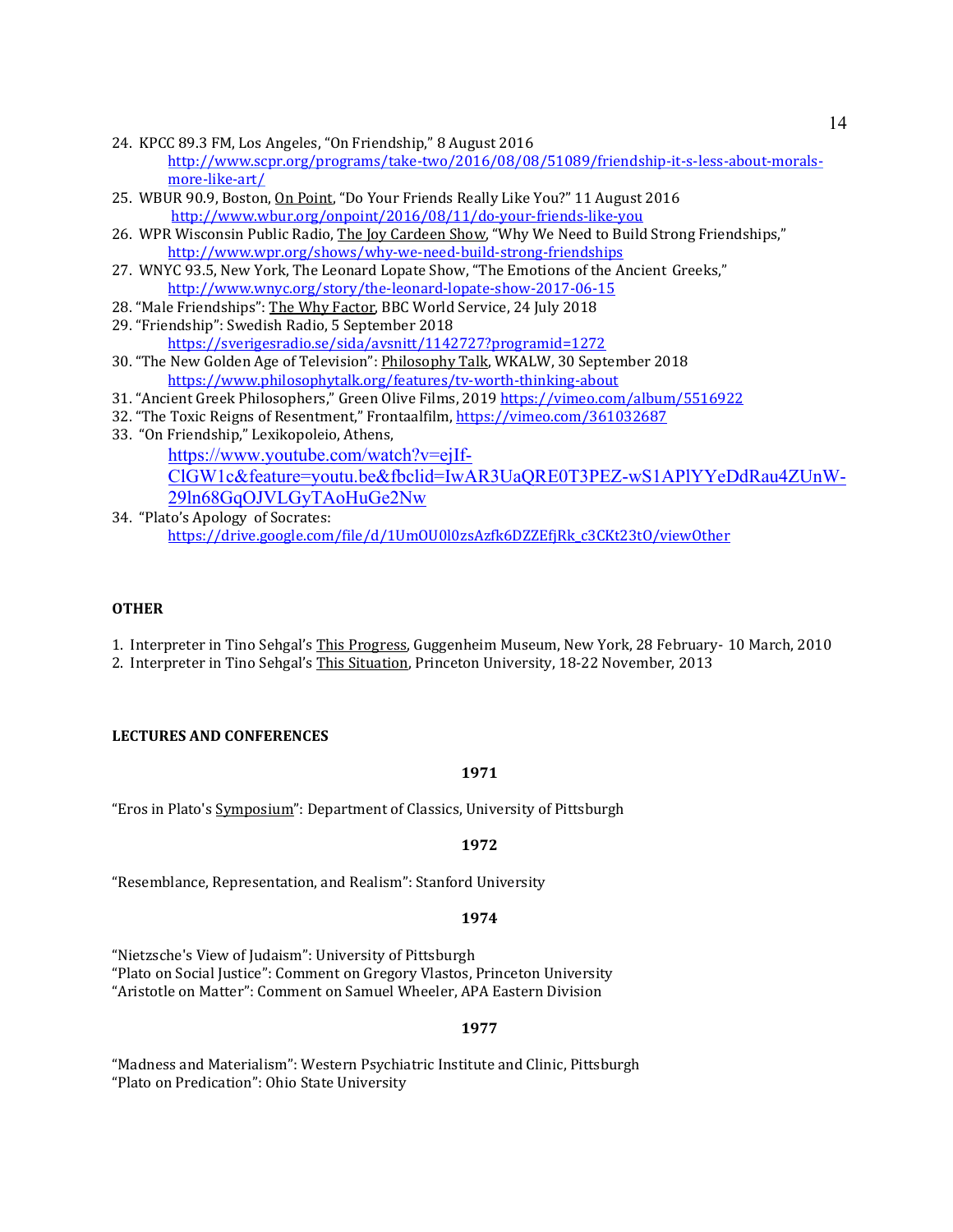24. KPCC 89.3 FM, Los Angeles, "On Friendship," 8 August 2016
    http://www.scpr.org/programs/take-two/2016/08/08/51089/friendship-it-s-less-about-morals-more-like-art/
25. WBUR 90.9, Boston, On Point, "Do Your Friends Really Like You?" 11 August 2016
    http://www.wbur.org/onpoint/2016/08/11/do-your-friends-like-you
26. WPR Wisconsin Public Radio, The Joy Cardeen Show, "Why We Need to Build Strong Friendships,"
    http://www.wpr.org/shows/why-we-need-build-strong-friendships
27. WNYC 93.5, New York, The Leonard Lopate Show, "The Emotions of the Ancient Greeks,"
    http://www.wnyc.org/story/the-leonard-lopate-show-2017-06-15
28. "Male Friendships": The Why Factor, BBC World Service, 24 July 2018
29. "Friendship": Swedish Radio, 5 September 2018
    https://sverigesradio.se/sida/avsnitt/1142727?programid=1272
30. "The New Golden Age of Television": Philosophy Talk, WKALW, 30 September 2018
    https://www.philosophytalk.org/features/tv-worth-thinking-about
31. "Ancient Greek Philosophers," Green Olive Films, 2019 https://vimeo.com/album/5516922
32. "The Toxic Reigns of Resentment," Frontaalfilm, https://vimeo.com/361032687
33. "On Friendship," Lexikopoleio, Athens,
    https://www.youtube.com/watch?v=ejIf-ClGW1c&feature=youtu.be&fbclid=IwAR3UaQRE0T3PEZ-wS1APlYYeDdRau4ZUnW-29ln68GqOJVLGyTAoHuGe2Nw
34. "Plato's Apology of Socrates:
    https://drive.google.com/file/d/1UmOU0l0zsAzfk6DZZEfjRk_c3CKt23tO/viewOther

**OTHER**

1. Interpreter in Tino Sehgal's This Progress, Guggenheim Museum, New York, 28 February- 10 March, 2010
2. Interpreter in Tino Sehgal's This Situation, Princeton University, 18-22 November, 2013

**LECTURES AND CONFERENCES**

**1971**

"Eros in Plato's Symposium": Department of Classics, University of Pittsburgh

**1972**

"Resemblance, Representation, and Realism": Stanford University

**1974**

"Nietzsche's View of Judaism": University of Pittsburgh
"Plato on Social Justice": Comment on Gregory Vlastos, Princeton University
"Aristotle on Matter": Comment on Samuel Wheeler, APA Eastern Division

**1977**

"Madness and Materialism": Western Psychiatric Institute and Clinic, Pittsburgh
"Plato on Predication": Ohio State University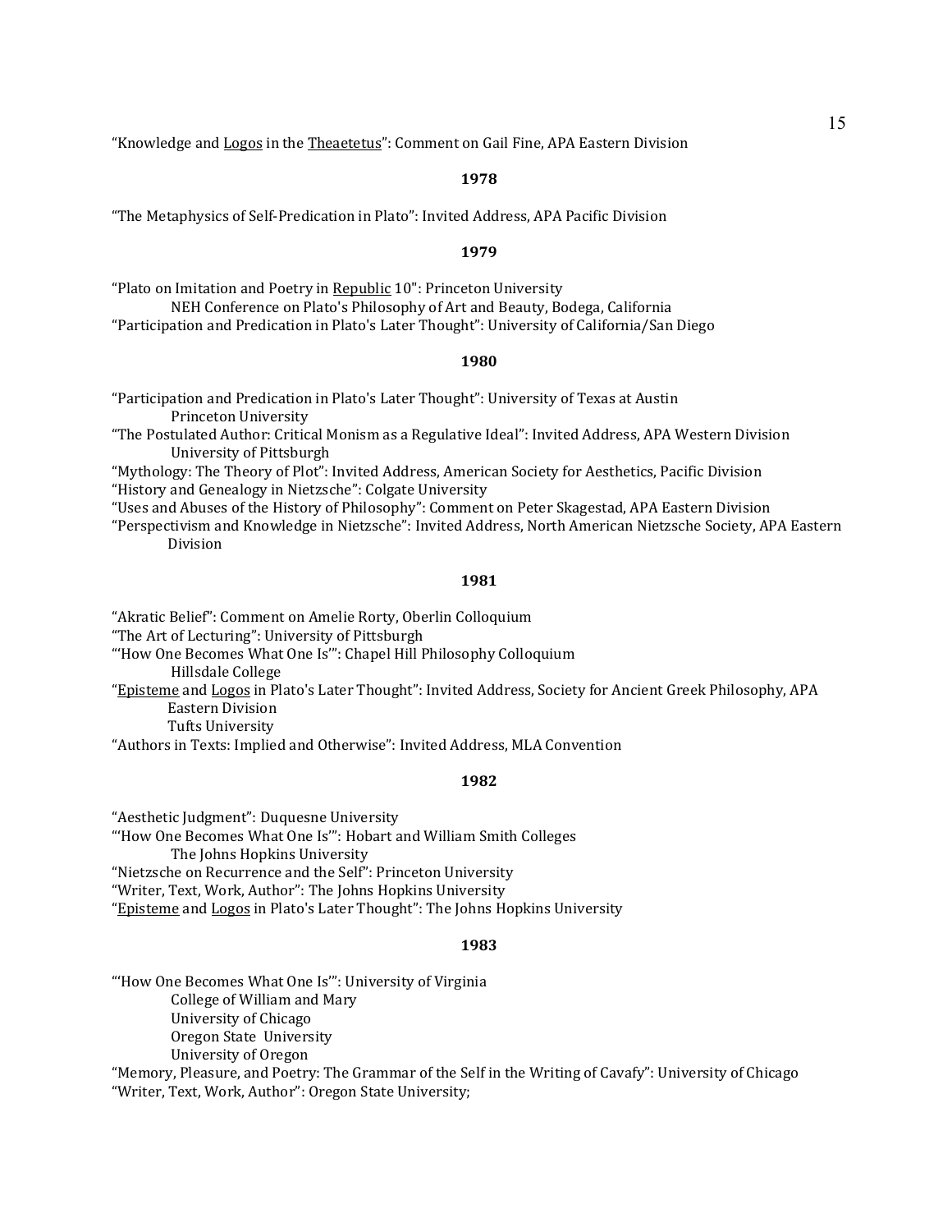"Knowledge and _Logos_ in the _Theaetetus_": Comment on Gail Fine, APA Eastern Division

**1978**

"The Metaphysics of Self-Predication in Plato": Invited Address, APA Pacific Division

**1979**

"Plato on Imitation and Poetry in _Republic_ 10": Princeton University
NEH Conference on Plato's Philosophy of Art and Beauty, Bodega, California
"Participation and Predication in Plato's Later Thought": University of California/San Diego

**1980**

"Participation and Predication in Plato's Later Thought": University of Texas at Austin
Princeton University
"The Postulated Author: Critical Monism as a Regulative Ideal": Invited Address, APA Western Division
University of Pittsburgh
"Mythology: The Theory of Plot": Invited Address, American Society for Aesthetics, Pacific Division
"History and Genealogy in Nietzsche": Colgate University
"Uses and Abuses of the History of Philosophy": Comment on Peter Skagestad, APA Eastern Division
"Perspectivism and Knowledge in Nietzsche": Invited Address, North American Nietzsche Society, APA Eastern Division

**1981**

"Akratic Belief": Comment on Amelie Rorty, Oberlin Colloquium
"The Art of Lecturing": University of Pittsburgh
"'How One Becomes What One Is'": Chapel Hill Philosophy Colloquium
Hillsdale College
"_Episteme_ and _Logos_ in Plato's Later Thought": Invited Address, Society for Ancient Greek Philosophy, APA Eastern Division
Tufts University
"Authors in Texts: Implied and Otherwise": Invited Address, MLA Convention

**1982**

"Aesthetic Judgment": Duquesne University
"'How One Becomes What One Is'": Hobart and William Smith Colleges
The Johns Hopkins University
"Nietzsche on Recurrence and the Self": Princeton University
"Writer, Text, Work, Author": The Johns Hopkins University
"_Episteme_ and _Logos_ in Plato's Later Thought": The Johns Hopkins University

**1983**

"'How One Becomes What One Is'": University of Virginia
College of William and Mary
University of Chicago
Oregon State University
University of Oregon
"Memory, Pleasure, and Poetry: The Grammar of the Self in the Writing of Cavafy": University of Chicago
"Writer, Text, Work, Author": Oregon State University;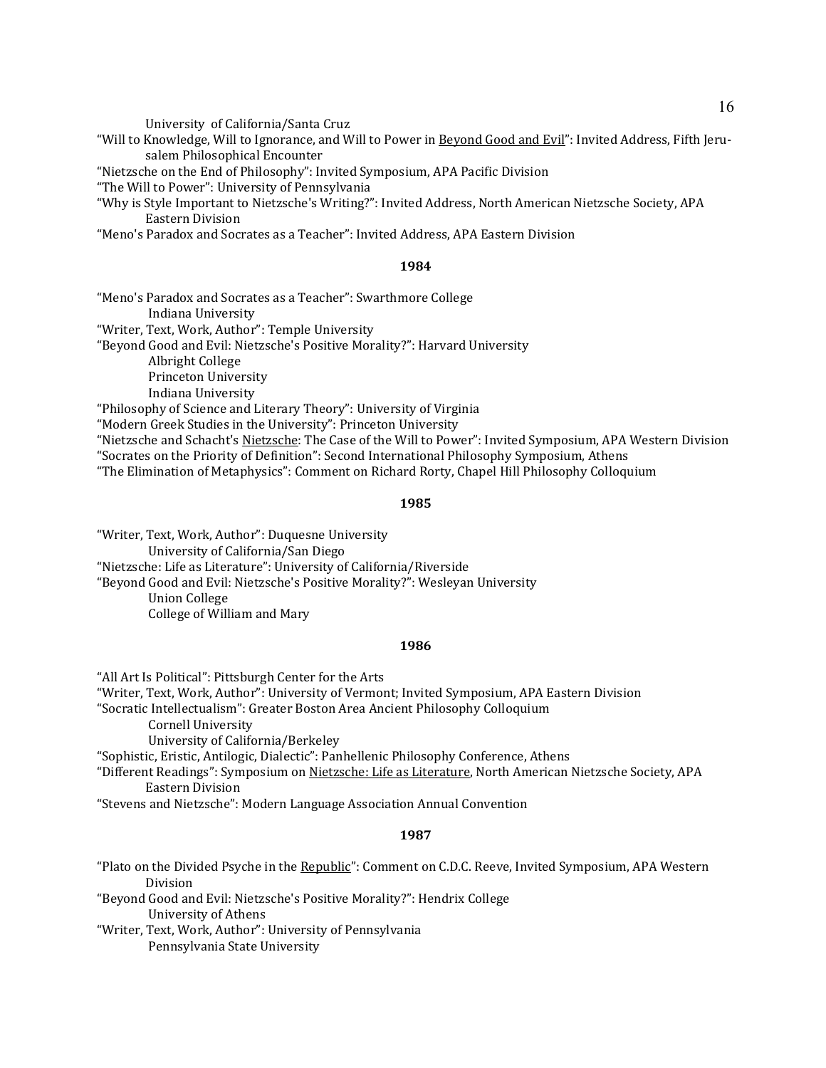University of California/Santa Cruz

"Will to Knowledge, Will to Ignorance, and Will to Power in Beyond Good and Evil": Invited Address, Fifth Jerusalem Philosophical Encounter

"Nietzsche on the End of Philosophy": Invited Symposium, APA Pacific Division

"The Will to Power": University of Pennsylvania

"Why is Style Important to Nietzsche's Writing?": Invited Address, North American Nietzsche Society, APA Eastern Division

"Meno's Paradox and Socrates as a Teacher": Invited Address, APA Eastern Division

**1984**

"Meno's Paradox and Socrates as a Teacher": Swarthmore College
    Indiana University

"Writer, Text, Work, Author": Temple University

"Beyond Good and Evil: Nietzsche's Positive Morality?": Harvard University
    Albright College
    Princeton University
    Indiana University

"Philosophy of Science and Literary Theory": University of Virginia

"Modern Greek Studies in the University": Princeton University

"Nietzsche and Schacht's Nietzsche: The Case of the Will to Power": Invited Symposium, APA Western Division

"Socrates on the Priority of Definition": Second International Philosophy Symposium, Athens

"The Elimination of Metaphysics": Comment on Richard Rorty, Chapel Hill Philosophy Colloquium

**1985**

"Writer, Text, Work, Author": Duquesne University
    University of California/San Diego

"Nietzsche: Life as Literature": University of California/Riverside

"Beyond Good and Evil: Nietzsche's Positive Morality?": Wesleyan University
    Union College
    College of William and Mary

**1986**

"All Art Is Political": Pittsburgh Center for the Arts

"Writer, Text, Work, Author": University of Vermont; Invited Symposium, APA Eastern Division

"Socratic Intellectualism": Greater Boston Area Ancient Philosophy Colloquium
    Cornell University
    University of California/Berkeley

"Sophistic, Eristic, Antilogic, Dialectic": Panhellenic Philosophy Conference, Athens

"Different Readings": Symposium on Nietzsche: Life as Literature, North American Nietzsche Society, APA Eastern Division

"Stevens and Nietzsche": Modern Language Association Annual Convention

**1987**

"Plato on the Divided Psyche in the Republic": Comment on C.D.C. Reeve, Invited Symposium, APA Western Division

"Beyond Good and Evil: Nietzsche's Positive Morality?": Hendrix College
    University of Athens

"Writer, Text, Work, Author": University of Pennsylvania
    Pennsylvania State University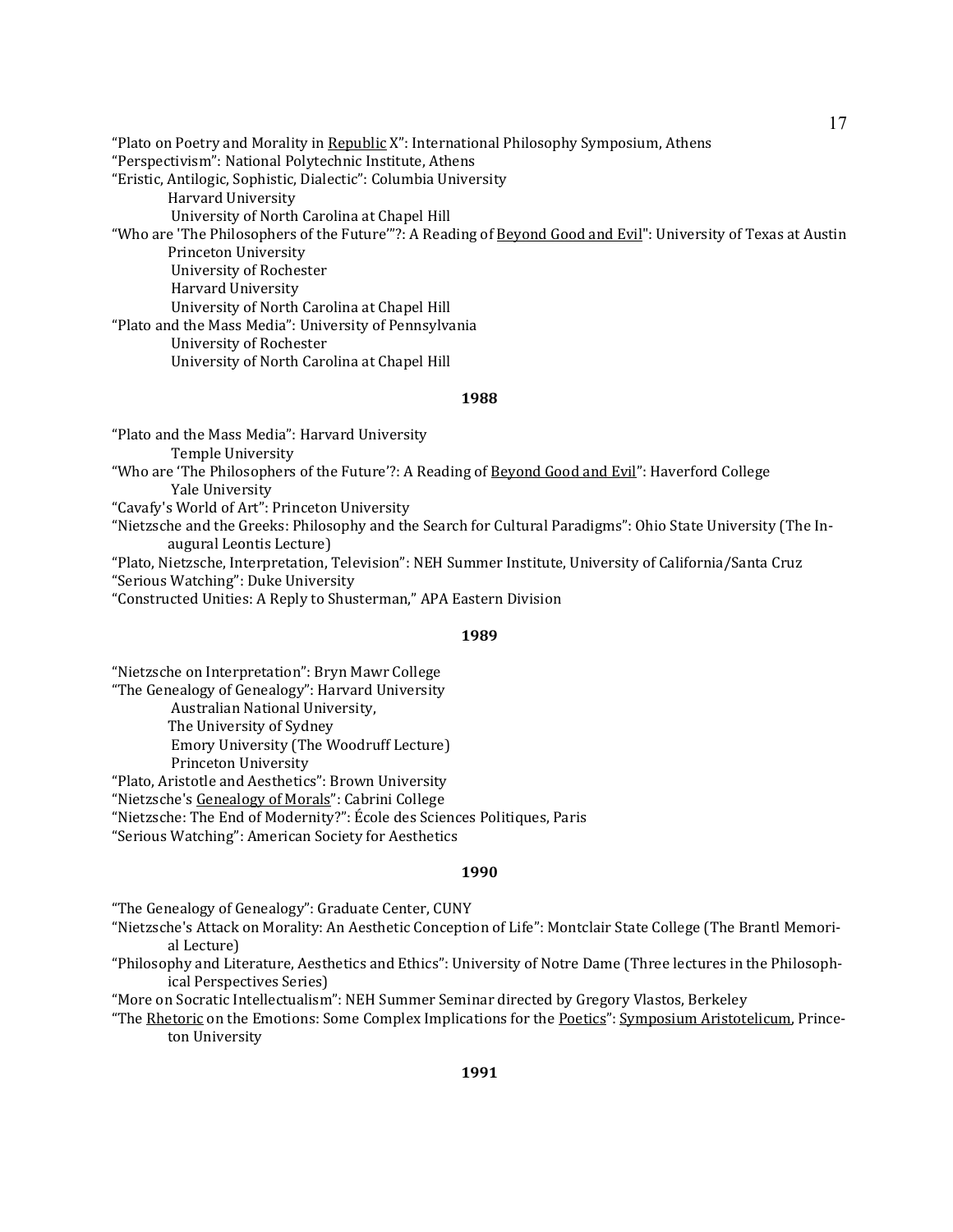"Plato on Poetry and Morality in Republic X": International Philosophy Symposium, Athens
"Perspectivism": National Polytechnic Institute, Athens
"Eristic, Antilogic, Sophistic, Dialectic": Columbia University
Harvard University
University of North Carolina at Chapel Hill
"Who are 'The Philosophers of the Future'"?: A Reading of Beyond Good and Evil": University of Texas at Austin
Princeton University
University of Rochester
Harvard University
University of North Carolina at Chapel Hill
"Plato and the Mass Media": University of Pennsylvania
University of Rochester
University of North Carolina at Chapel Hill

**1988**

"Plato and the Mass Media": Harvard University
Temple University
"Who are 'The Philosophers of the Future'?: A Reading of Beyond Good and Evil": Haverford College
Yale University
"Cavafy's World of Art": Princeton University
"Nietzsche and the Greeks: Philosophy and the Search for Cultural Paradigms": Ohio State University (The Inaugural Leontis Lecture)
"Plato, Nietzsche, Interpretation, Television": NEH Summer Institute, University of California/Santa Cruz
"Serious Watching": Duke University
"Constructed Unities: A Reply to Shusterman," APA Eastern Division

**1989**

"Nietzsche on Interpretation": Bryn Mawr College
"The Genealogy of Genealogy": Harvard University
Australian National University,
The University of Sydney
Emory University (The Woodruff Lecture)
Princeton University
"Plato, Aristotle and Aesthetics": Brown University
"Nietzsche's Genealogy of Morals": Cabrini College
"Nietzsche: The End of Modernity?": École des Sciences Politiques, Paris
"Serious Watching": American Society for Aesthetics

**1990**

"The Genealogy of Genealogy": Graduate Center, CUNY
"Nietzsche's Attack on Morality: An Aesthetic Conception of Life": Montclair State College (The Brantl Memorial Lecture)
"Philosophy and Literature, Aesthetics and Ethics": University of Notre Dame (Three lectures in the Philosophical Perspectives Series)
"More on Socratic Intellectualism": NEH Summer Seminar directed by Gregory Vlastos, Berkeley
"The Rhetoric on the Emotions: Some Complex Implications for the Poetics": Symposium Aristotelicum, Princeton University

**1991**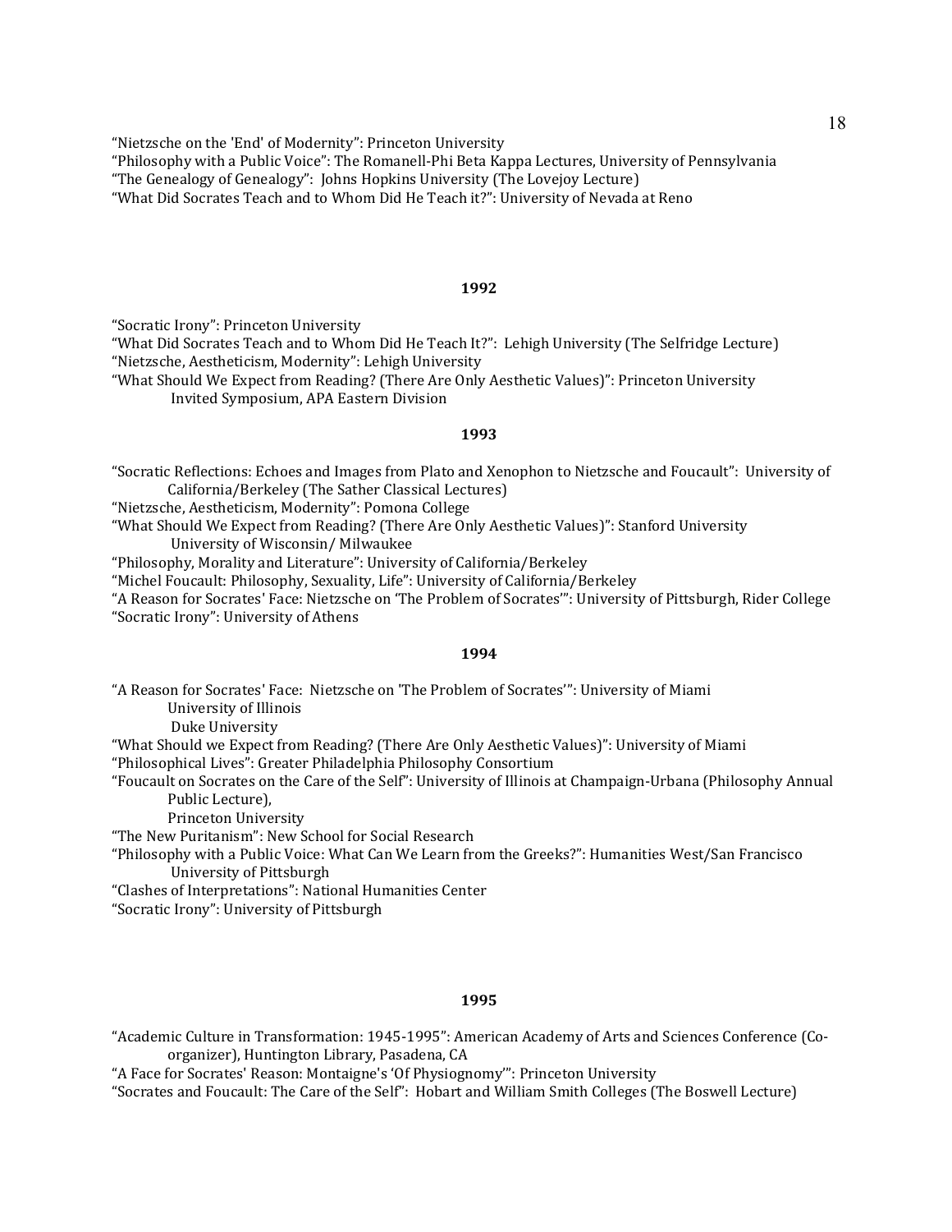"Nietzsche on the 'End' of Modernity": Princeton University
"Philosophy with a Public Voice": The Romanell-Phi Beta Kappa Lectures, University of Pennsylvania
"The Genealogy of Genealogy": Johns Hopkins University (The Lovejoy Lecture)
"What Did Socrates Teach and to Whom Did He Teach it?": University of Nevada at Reno

**1992**

"Socratic Irony": Princeton University
"What Did Socrates Teach and to Whom Did He Teach It?": Lehigh University (The Selfridge Lecture)
"Nietzsche, Aestheticism, Modernity": Lehigh University
"What Should We Expect from Reading? (There Are Only Aesthetic Values)": Princeton University
Invited Symposium, APA Eastern Division

**1993**

"Socratic Reflections: Echoes and Images from Plato and Xenophon to Nietzsche and Foucault": University of California/Berkeley (The Sather Classical Lectures)
"Nietzsche, Aestheticism, Modernity": Pomona College
"What Should We Expect from Reading? (There Are Only Aesthetic Values)": Stanford University
University of Wisconsin/ Milwaukee
"Philosophy, Morality and Literature": University of California/Berkeley
"Michel Foucault: Philosophy, Sexuality, Life": University of California/Berkeley
"A Reason for Socrates' Face: Nietzsche on 'The Problem of Socrates'": University of Pittsburgh, Rider College
"Socratic Irony": University of Athens

**1994**

"A Reason for Socrates' Face: Nietzsche on 'The Problem of Socrates'": University of Miami
University of Illinois
Duke University
"What Should we Expect from Reading? (There Are Only Aesthetic Values)": University of Miami
"Philosophical Lives": Greater Philadelphia Philosophy Consortium
"Foucault on Socrates on the Care of the Self": University of Illinois at Champaign-Urbana (Philosophy Annual Public Lecture),
Princeton University
"The New Puritanism": New School for Social Research
"Philosophy with a Public Voice: What Can We Learn from the Greeks?": Humanities West/San Francisco
University of Pittsburgh
"Clashes of Interpretations": National Humanities Center
"Socratic Irony": University of Pittsburgh

**1995**

"Academic Culture in Transformation: 1945-1995": American Academy of Arts and Sciences Conference (Co-organizer), Huntington Library, Pasadena, CA
"A Face for Socrates' Reason: Montaigne's 'Of Physiognomy'": Princeton University
"Socrates and Foucault: The Care of the Self": Hobart and William Smith Colleges (The Boswell Lecture)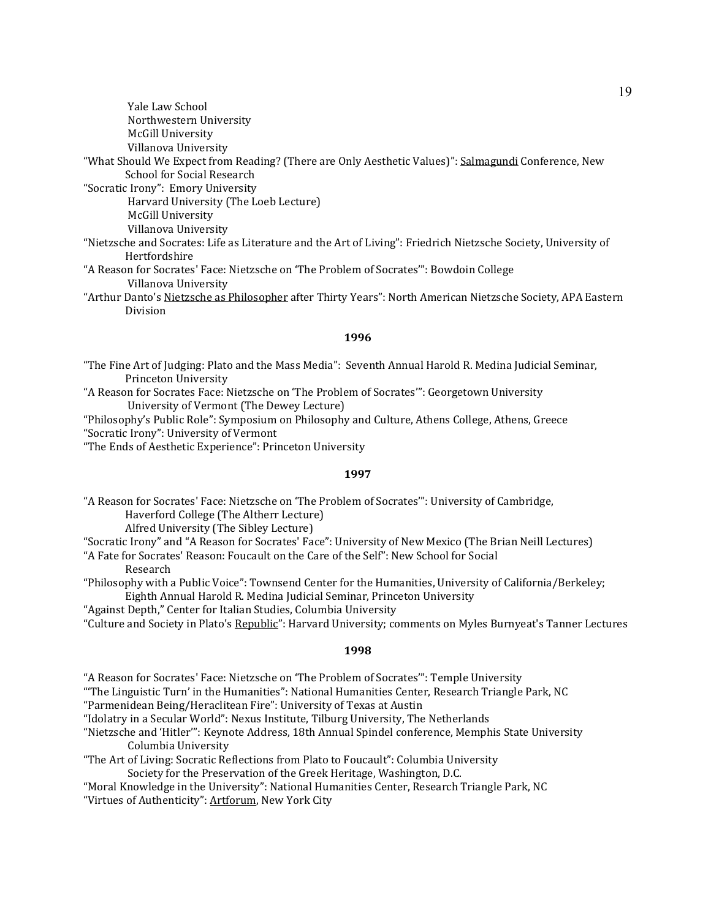Yale Law School
Northwestern University
McGill University
Villanova University

"What Should We Expect from Reading? (There are Only Aesthetic Values)": Salmagundi Conference, New School for Social Research

"Socratic Irony": Emory University
Harvard University (The Loeb Lecture)
McGill University
Villanova University

"Nietzsche and Socrates: Life as Literature and the Art of Living": Friedrich Nietzsche Society, University of Hertfordshire

"A Reason for Socrates' Face: Nietzsche on 'The Problem of Socrates'": Bowdoin College
Villanova University

"Arthur Danto's Nietzsche as Philosopher after Thirty Years": North American Nietzsche Society, APA Eastern Division

**1996**

"The Fine Art of Judging: Plato and the Mass Media": Seventh Annual Harold R. Medina Judicial Seminar, Princeton University

"A Reason for Socrates Face: Nietzsche on 'The Problem of Socrates'": Georgetown University
University of Vermont (The Dewey Lecture)

"Philosophy's Public Role": Symposium on Philosophy and Culture, Athens College, Athens, Greece

"Socratic Irony": University of Vermont

"The Ends of Aesthetic Experience": Princeton University

**1997**

"A Reason for Socrates' Face: Nietzsche on 'The Problem of Socrates'": University of Cambridge,
Haverford College (The Altherr Lecture)
Alfred University (The Sibley Lecture)

"Socratic Irony" and "A Reason for Socrates' Face": University of New Mexico (The Brian Neill Lectures)

"A Fate for Socrates' Reason: Foucault on the Care of the Self": New School for Social Research

"Philosophy with a Public Voice": Townsend Center for the Humanities, University of California/Berkeley;
Eighth Annual Harold R. Medina Judicial Seminar, Princeton University

"Against Depth," Center for Italian Studies, Columbia University

"Culture and Society in Plato's Republic": Harvard University; comments on Myles Burnyeat's Tanner Lectures

**1998**

"A Reason for Socrates' Face: Nietzsche on 'The Problem of Socrates'": Temple University

"'The Linguistic Turn' in the Humanities": National Humanities Center, Research Triangle Park, NC

"Parmenidean Being/Heraclitean Fire": University of Texas at Austin

"Idolatry in a Secular World": Nexus Institute, Tilburg University, The Netherlands

"Nietzsche and 'Hitler'": Keynote Address, 18th Annual Spindel conference, Memphis State University
Columbia University

"The Art of Living: Socratic Reflections from Plato to Foucault": Columbia University
Society for the Preservation of the Greek Heritage, Washington, D.C.

"Moral Knowledge in the University": National Humanities Center, Research Triangle Park, NC

"Virtues of Authenticity": Artforum, New York City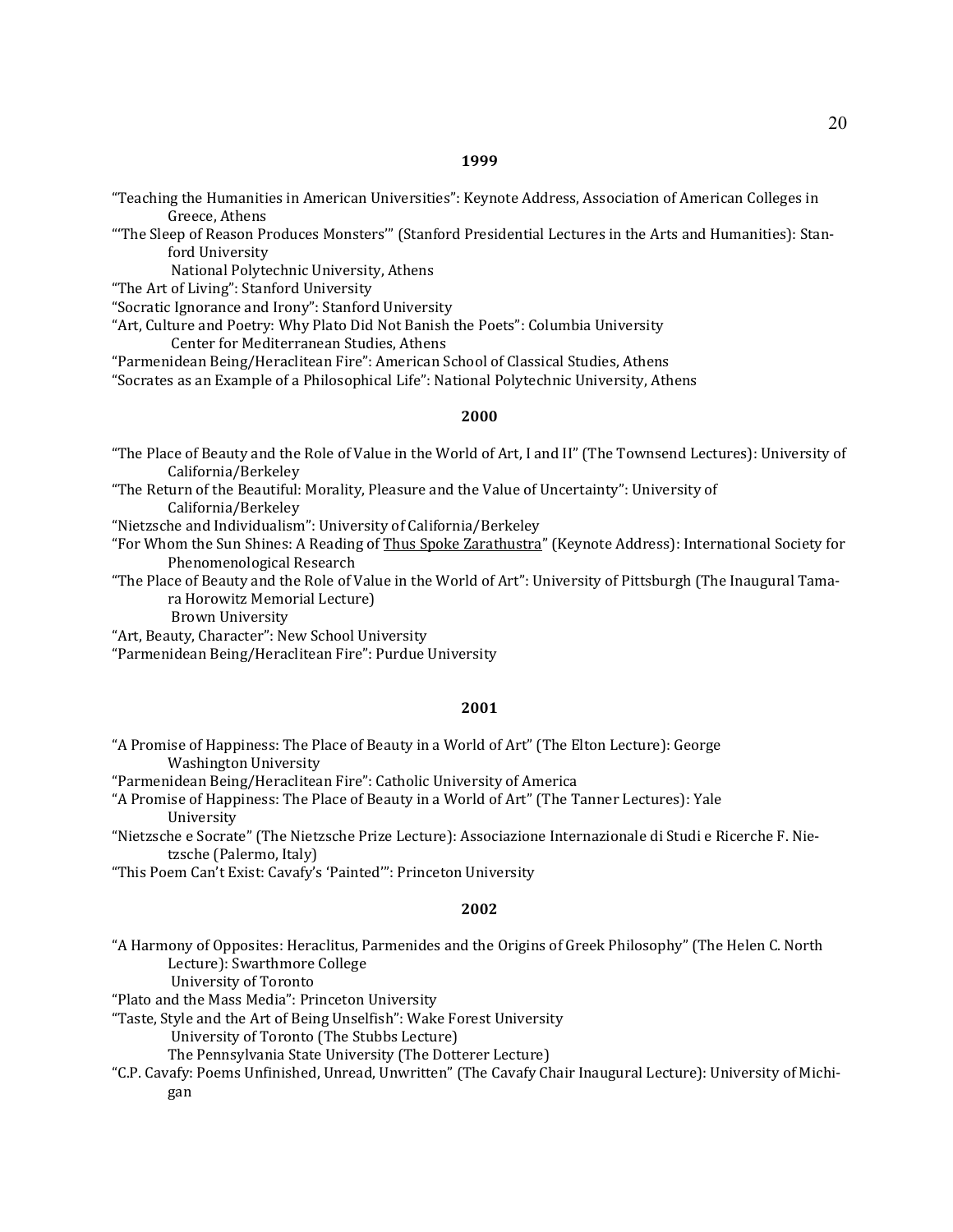**1999**

"Teaching the Humanities in American Universities": Keynote Address, Association of American Colleges in Greece, Athens

"'The Sleep of Reason Produces Monsters'" (Stanford Presidential Lectures in the Arts and Humanities): Stanford University
 National Polytechnic University, Athens

"The Art of Living": Stanford University

"Socratic Ignorance and Irony": Stanford University

"Art, Culture and Poetry: Why Plato Did Not Banish the Poets": Columbia University
 Center for Mediterranean Studies, Athens

"Parmenidean Being/Heraclitean Fire": American School of Classical Studies, Athens

"Socrates as an Example of a Philosophical Life": National Polytechnic University, Athens

**2000**

"The Place of Beauty and the Role of Value in the World of Art, I and II" (The Townsend Lectures): University of California/Berkeley

"The Return of the Beautiful: Morality, Pleasure and the Value of Uncertainty": University of California/Berkeley

"Nietzsche and Individualism": University of California/Berkeley

"For Whom the Sun Shines: A Reading of Thus Spoke Zarathustra" (Keynote Address): International Society for Phenomenological Research

"The Place of Beauty and the Role of Value in the World of Art": University of Pittsburgh (The Inaugural Tamara Horowitz Memorial Lecture)
 Brown University

"Art, Beauty, Character": New School University

"Parmenidean Being/Heraclitean Fire": Purdue University

**2001**

"A Promise of Happiness: The Place of Beauty in a World of Art" (The Elton Lecture): George Washington University

"Parmenidean Being/Heraclitean Fire": Catholic University of America

"A Promise of Happiness: The Place of Beauty in a World of Art" (The Tanner Lectures): Yale University

"Nietzsche e Socrate" (The Nietzsche Prize Lecture): Associazione Internazionale di Studi e Ricerche F. Nietzsche (Palermo, Italy)

"This Poem Can't Exist: Cavafy's 'Painted'": Princeton University

**2002**

"A Harmony of Opposites: Heraclitus, Parmenides and the Origins of Greek Philosophy" (The Helen C. North Lecture): Swarthmore College
 University of Toronto

"Plato and the Mass Media": Princeton University

"Taste, Style and the Art of Being Unselfish": Wake Forest University
 University of Toronto (The Stubbs Lecture)
 The Pennsylvania State University (The Dotterer Lecture)

"C.P. Cavafy: Poems Unfinished, Unread, Unwritten" (The Cavafy Chair Inaugural Lecture): University of Michigan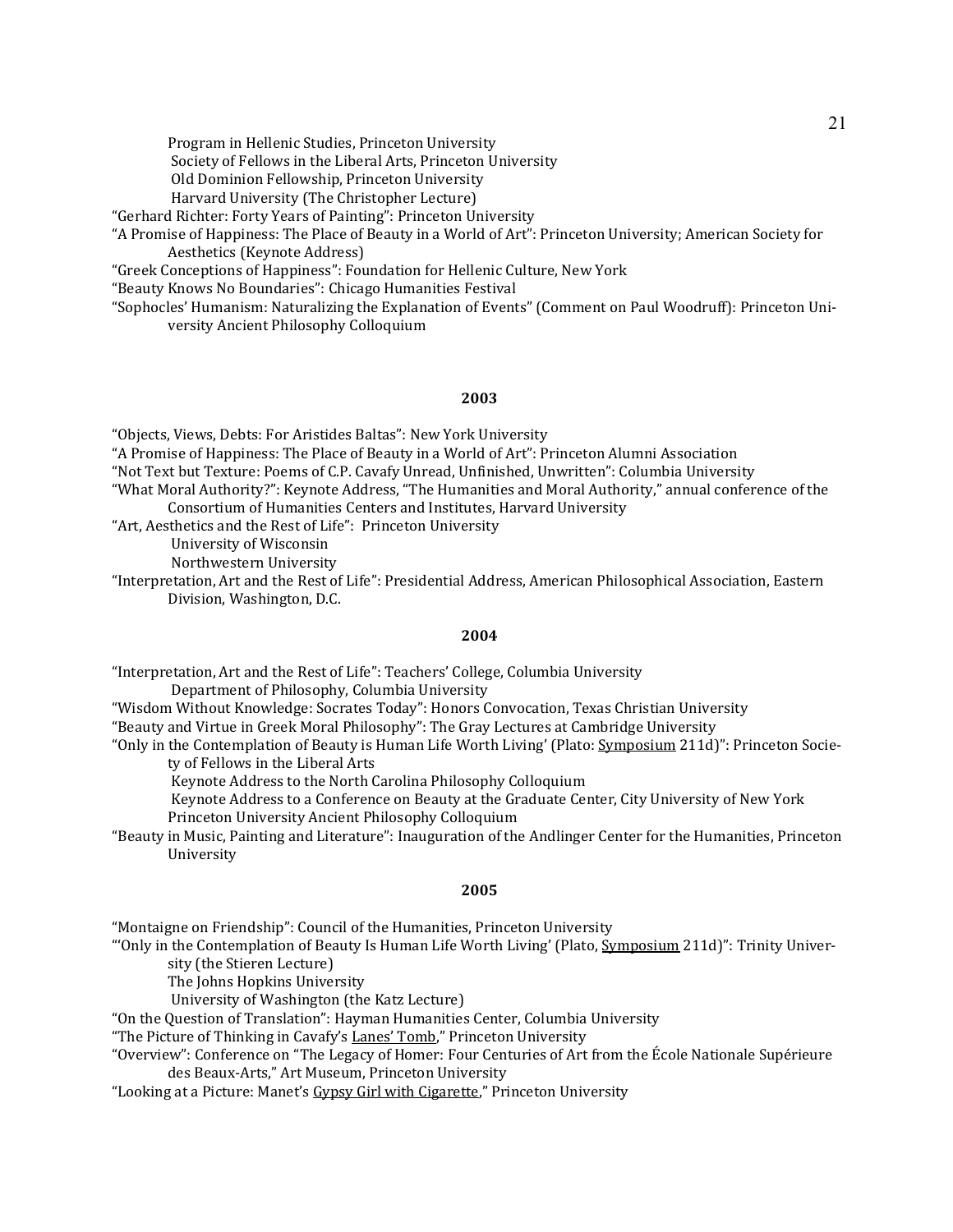Program in Hellenic Studies, Princeton University
Society of Fellows in the Liberal Arts, Princeton University
Old Dominion Fellowship, Princeton University
Harvard University (The Christopher Lecture)

"Gerhard Richter: Forty Years of Painting": Princeton University

"A Promise of Happiness: The Place of Beauty in a World of Art": Princeton University; American Society for Aesthetics (Keynote Address)

"Greek Conceptions of Happiness": Foundation for Hellenic Culture, New York

"Beauty Knows No Boundaries": Chicago Humanities Festival

"Sophocles' Humanism: Naturalizing the Explanation of Events" (Comment on Paul Woodruff): Princeton University Ancient Philosophy Colloquium

**2003**

"Objects, Views, Debts: For Aristides Baltas": New York University

"A Promise of Happiness: The Place of Beauty in a World of Art": Princeton Alumni Association

"Not Text but Texture: Poems of C.P. Cavafy Unread, Unfinished, Unwritten": Columbia University

"What Moral Authority?": Keynote Address, "The Humanities and Moral Authority," annual conference of the Consortium of Humanities Centers and Institutes, Harvard University

"Art, Aesthetics and the Rest of Life": Princeton University
University of Wisconsin
Northwestern University

"Interpretation, Art and the Rest of Life": Presidential Address, American Philosophical Association, Eastern Division, Washington, D.C.

**2004**

"Interpretation, Art and the Rest of Life": Teachers' College, Columbia University
Department of Philosophy, Columbia University

"Wisdom Without Knowledge: Socrates Today": Honors Convocation, Texas Christian University

"Beauty and Virtue in Greek Moral Philosophy": The Gray Lectures at Cambridge University

"Only in the Contemplation of Beauty is Human Life Worth Living' (Plato: Symposium 211d)": Princeton Society of Fellows in the Liberal Arts
Keynote Address to the North Carolina Philosophy Colloquium
Keynote Address to a Conference on Beauty at the Graduate Center, City University of New York
Princeton University Ancient Philosophy Colloquium

"Beauty in Music, Painting and Literature": Inauguration of the Andlinger Center for the Humanities, Princeton University

**2005**

"Montaigne on Friendship": Council of the Humanities, Princeton University

"'Only in the Contemplation of Beauty Is Human Life Worth Living' (Plato, Symposium 211d)": Trinity University (the Stieren Lecture)
The Johns Hopkins University
University of Washington (the Katz Lecture)

"On the Question of Translation": Hayman Humanities Center, Columbia University

"The Picture of Thinking in Cavafy's Lanes' Tomb," Princeton University

"Overview": Conference on "The Legacy of Homer: Four Centuries of Art from the École Nationale Supérieure des Beaux-Arts," Art Museum, Princeton University

"Looking at a Picture: Manet's Gypsy Girl with Cigarette," Princeton University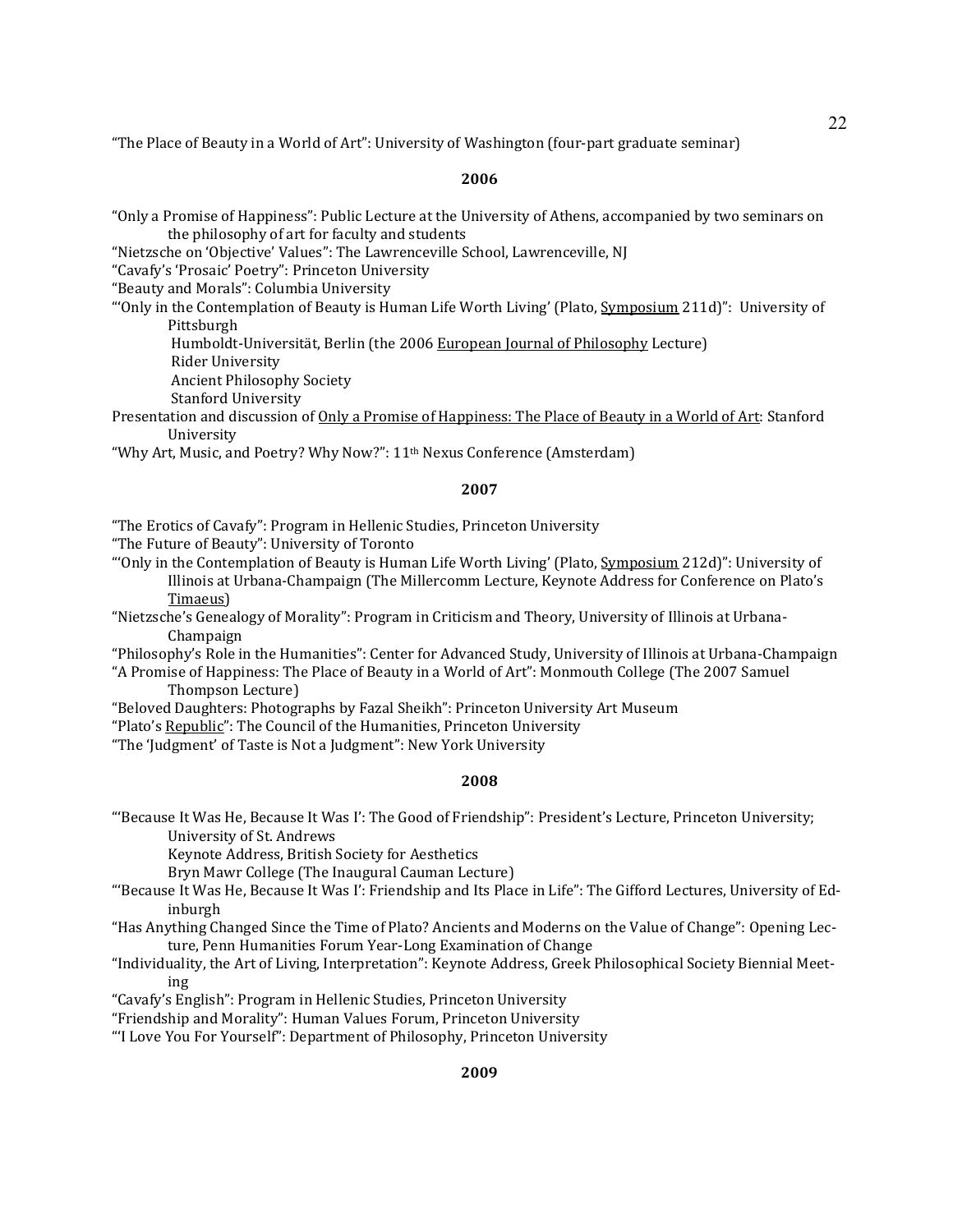"The Place of Beauty in a World of Art": University of Washington (four-part graduate seminar)

**2006**

"Only a Promise of Happiness": Public Lecture at the University of Athens, accompanied by two seminars on the philosophy of art for faculty and students

"Nietzsche on 'Objective' Values": The Lawrenceville School, Lawrenceville, NJ

"Cavafy's 'Prosaic' Poetry": Princeton University

"Beauty and Morals": Columbia University

"'Only in the Contemplation of Beauty is Human Life Worth Living' (Plato, Symposium 211d)": University of Pittsburgh

Humboldt-Universität, Berlin (the 2006 European Journal of Philosophy Lecture)

Rider University

Ancient Philosophy Society

Stanford University

Presentation and discussion of Only a Promise of Happiness: The Place of Beauty in a World of Art: Stanford University

"Why Art, Music, and Poetry? Why Now?": 11th Nexus Conference (Amsterdam)

**2007**

"The Erotics of Cavafy": Program in Hellenic Studies, Princeton University

"The Future of Beauty": University of Toronto

"'Only in the Contemplation of Beauty is Human Life Worth Living' (Plato, Symposium 212d)": University of Illinois at Urbana-Champaign (The Millercomm Lecture, Keynote Address for Conference on Plato's Timaeus)

"Nietzsche's Genealogy of Morality": Program in Criticism and Theory, University of Illinois at Urbana-Champaign

"Philosophy's Role in the Humanities": Center for Advanced Study, University of Illinois at Urbana-Champaign

"A Promise of Happiness: The Place of Beauty in a World of Art": Monmouth College (The 2007 Samuel Thompson Lecture)

"Beloved Daughters: Photographs by Fazal Sheikh": Princeton University Art Museum

"Plato's Republic": The Council of the Humanities, Princeton University

"The 'Judgment' of Taste is Not a Judgment": New York University

**2008**

"'Because It Was He, Because It Was I': The Good of Friendship": President's Lecture, Princeton University; University of St. Andrews

Keynote Address, British Society for Aesthetics

Bryn Mawr College (The Inaugural Cauman Lecture)

"'Because It Was He, Because It Was I': Friendship and Its Place in Life": The Gifford Lectures, University of Edinburgh

"Has Anything Changed Since the Time of Plato? Ancients and Moderns on the Value of Change": Opening Lecture, Penn Humanities Forum Year-Long Examination of Change

"Individuality, the Art of Living, Interpretation": Keynote Address, Greek Philosophical Society Biennial Meeting

"Cavafy's English": Program in Hellenic Studies, Princeton University

"Friendship and Morality": Human Values Forum, Princeton University

"'I Love You For Yourself": Department of Philosophy, Princeton University

**2009**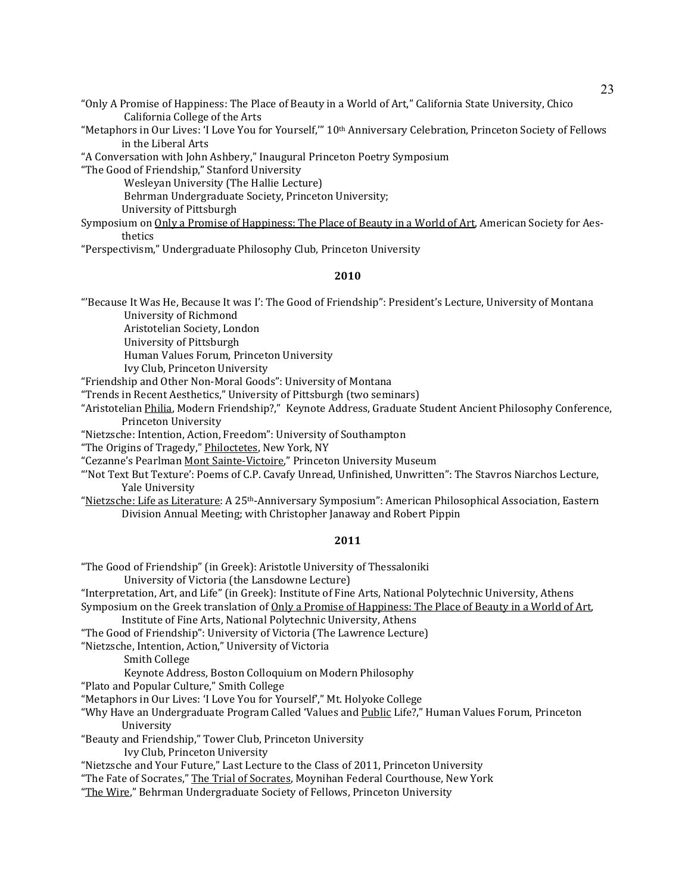"Only A Promise of Happiness: The Place of Beauty in a World of Art," California State University, Chico
California College of the Arts
"Metaphors in Our Lives: 'I Love You for Yourself,'" 10th Anniversary Celebration, Princeton Society of Fellows in the Liberal Arts
"A Conversation with John Ashbery," Inaugural Princeton Poetry Symposium
"The Good of Friendship," Stanford University
Wesleyan University (The Hallie Lecture)
Behrman Undergraduate Society, Princeton University;
University of Pittsburgh
Symposium on Only a Promise of Happiness: The Place of Beauty in a World of Art, American Society for Aesthetics
"Perspectivism," Undergraduate Philosophy Club, Princeton University

**2010**

"'Because It Was He, Because It was I': The Good of Friendship": President's Lecture, University of Montana
University of Richmond
Aristotelian Society, London
University of Pittsburgh
Human Values Forum, Princeton University
Ivy Club, Princeton University
"Friendship and Other Non-Moral Goods": University of Montana
"Trends in Recent Aesthetics," University of Pittsburgh (two seminars)
"Aristotelian Philia, Modern Friendship?," Keynote Address, Graduate Student Ancient Philosophy Conference, Princeton University
"Nietzsche: Intention, Action, Freedom": University of Southampton
"The Origins of Tragedy," Philoctetes, New York, NY
"Cezanne's Pearlman Mont Sainte-Victoire," Princeton University Museum
"'Not Text But Texture': Poems of C.P. Cavafy Unread, Unfinished, Unwritten": The Stavros Niarchos Lecture, Yale University
"Nietzsche: Life as Literature: A 25th-Anniversary Symposium": American Philosophical Association, Eastern Division Annual Meeting; with Christopher Janaway and Robert Pippin

**2011**

"The Good of Friendship" (in Greek): Aristotle University of Thessaloniki
University of Victoria (the Lansdowne Lecture)
"Interpretation, Art, and Life" (in Greek): Institute of Fine Arts, National Polytechnic University, Athens
Symposium on the Greek translation of Only a Promise of Happiness: The Place of Beauty in a World of Art, Institute of Fine Arts, National Polytechnic University, Athens
"The Good of Friendship": University of Victoria (The Lawrence Lecture)
"Nietzsche, Intention, Action," University of Victoria
Smith College
Keynote Address, Boston Colloquium on Modern Philosophy
"Plato and Popular Culture," Smith College
"Metaphors in Our Lives: 'I Love You for Yourself'," Mt. Holyoke College
"Why Have an Undergraduate Program Called 'Values and Public Life?," Human Values Forum, Princeton University
"Beauty and Friendship," Tower Club, Princeton University
Ivy Club, Princeton University
"Nietzsche and Your Future," Last Lecture to the Class of 2011, Princeton University
"The Fate of Socrates," The Trial of Socrates, Moynihan Federal Courthouse, New York
"The Wire," Behrman Undergraduate Society of Fellows, Princeton University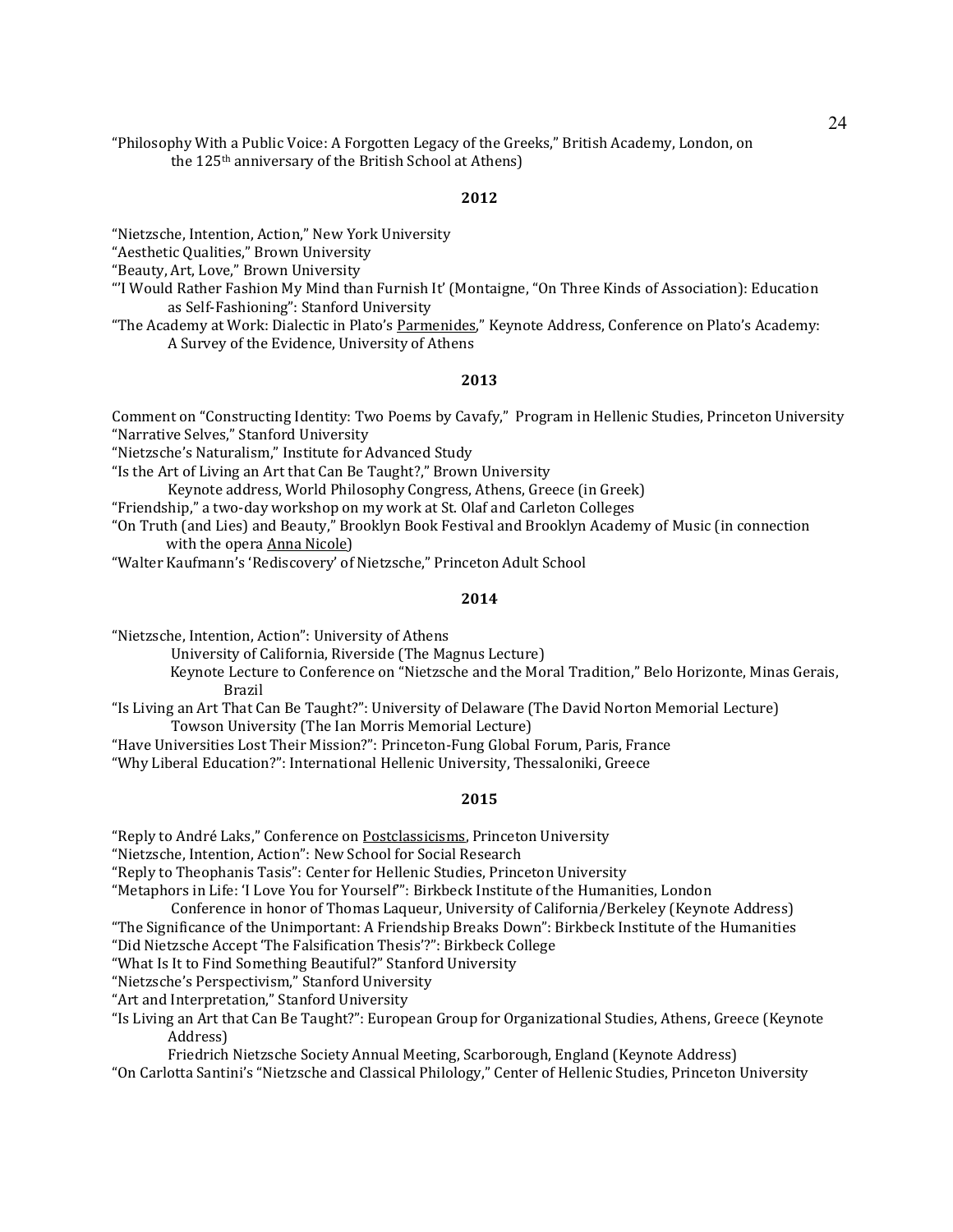"Philosophy With a Public Voice: A Forgotten Legacy of the Greeks," British Academy, London, on the 125th anniversary of the British School at Athens)

**2012**

"Nietzsche, Intention, Action," New York University
"Aesthetic Qualities," Brown University
"Beauty, Art, Love," Brown University
"'I Would Rather Fashion My Mind than Furnish It' (Montaigne, "On Three Kinds of Association): Education as Self-Fashioning": Stanford University
"The Academy at Work: Dialectic in Plato's Parmenides," Keynote Address, Conference on Plato's Academy: A Survey of the Evidence, University of Athens

**2013**

Comment on "Constructing Identity: Two Poems by Cavafy," Program in Hellenic Studies, Princeton University
"Narrative Selves," Stanford University
"Nietzsche's Naturalism," Institute for Advanced Study
"Is the Art of Living an Art that Can Be Taught?," Brown University
Keynote address, World Philosophy Congress, Athens, Greece (in Greek)
"Friendship," a two-day workshop on my work at St. Olaf and Carleton Colleges
"On Truth (and Lies) and Beauty," Brooklyn Book Festival and Brooklyn Academy of Music (in connection with the opera Anna Nicole)
"Walter Kaufmann's 'Rediscovery' of Nietzsche," Princeton Adult School

**2014**

"Nietzsche, Intention, Action": University of Athens
University of California, Riverside (The Magnus Lecture)
Keynote Lecture to Conference on "Nietzsche and the Moral Tradition," Belo Horizonte, Minas Gerais, Brazil
"Is Living an Art That Can Be Taught?": University of Delaware (The David Norton Memorial Lecture)
Towson University (The Ian Morris Memorial Lecture)
"Have Universities Lost Their Mission?": Princeton-Fung Global Forum, Paris, France
"Why Liberal Education?": International Hellenic University, Thessaloniki, Greece

**2015**

"Reply to André Laks," Conference on Postclassicisms, Princeton University
"Nietzsche, Intention, Action": New School for Social Research
"Reply to Theophanis Tasis": Center for Hellenic Studies, Princeton University
"Metaphors in Life: 'I Love You for Yourself'": Birkbeck Institute of the Humanities, London
Conference in honor of Thomas Laqueur, University of California/Berkeley (Keynote Address)
"The Significance of the Unimportant: A Friendship Breaks Down": Birkbeck Institute of the Humanities
"Did Nietzsche Accept 'The Falsification Thesis'?": Birkbeck College
"What Is It to Find Something Beautiful?" Stanford University
"Nietzsche's Perspectivism," Stanford University
"Art and Interpretation," Stanford University
"Is Living an Art that Can Be Taught?": European Group for Organizational Studies, Athens, Greece (Keynote Address)
Friedrich Nietzsche Society Annual Meeting, Scarborough, England (Keynote Address)
"On Carlotta Santini's "Nietzsche and Classical Philology," Center of Hellenic Studies, Princeton University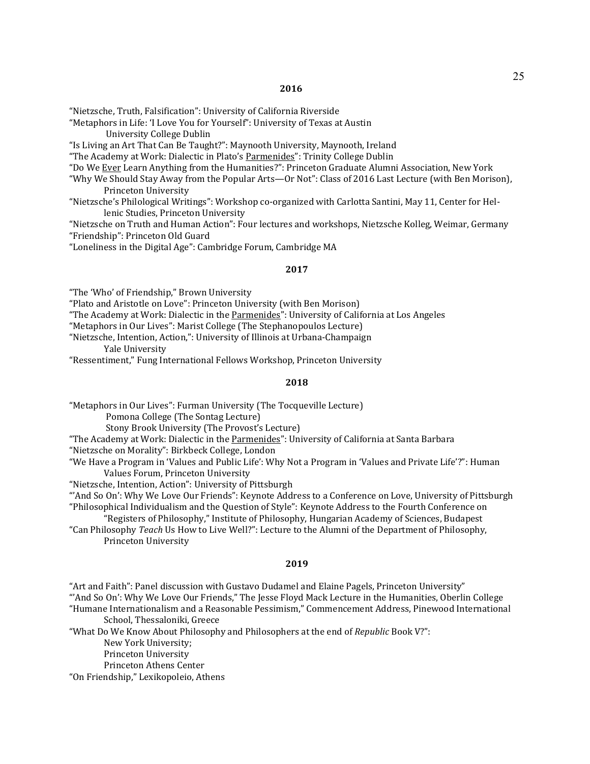## 2016

"Nietzsche, Truth, Falsification": University of California Riverside
"Metaphors in Life: 'I Love You for Yourself'": University of Texas at Austin
  University College Dublin
"Is Living an Art That Can Be Taught?": Maynooth University, Maynooth, Ireland
"The Academy at Work: Dialectic in Plato's Parmenides": Trinity College Dublin
"Do We Ever Learn Anything from the Humanities?": Princeton Graduate Alumni Association, New York
"Why We Should Stay Away from the Popular Arts—Or Not": Class of 2016 Last Lecture (with Ben Morison), Princeton University
"Nietzsche's Philological Writings": Workshop co-organized with Carlotta Santini, May 11, Center for Hellenic Studies, Princeton University
"Nietzsche on Truth and Human Action": Four lectures and workshops, Nietzsche Kolleg, Weimar, Germany
"Friendship": Princeton Old Guard
"Loneliness in the Digital Age": Cambridge Forum, Cambridge MA

## 2017

"The 'Who' of Friendship," Brown University
"Plato and Aristotle on Love": Princeton University (with Ben Morison)
"The Academy at Work: Dialectic in the Parmenides": University of California at Los Angeles
"Metaphors in Our Lives": Marist College (The Stephanopoulos Lecture)
"Nietzsche, Intention, Action,": University of Illinois at Urbana-Champaign
  Yale University
"Ressentiment," Fung International Fellows Workshop, Princeton University

## 2018

"Metaphors in Our Lives": Furman University (The Tocqueville Lecture)
  Pomona College (The Sontag Lecture)
  Stony Brook University (The Provost's Lecture)
"The Academy at Work: Dialectic in the Parmenides": University of California at Santa Barbara
"Nietzsche on Morality": Birkbeck College, London
"We Have a Program in 'Values and Public Life': Why Not a Program in 'Values and Private Life'?": Human Values Forum, Princeton University
"Nietzsche, Intention, Action": University of Pittsburgh
"'And So On': Why We Love Our Friends": Keynote Address to a Conference on Love, University of Pittsburgh
"Philosophical Individualism and the Question of Style": Keynote Address to the Fourth Conference on "Registers of Philosophy," Institute of Philosophy, Hungarian Academy of Sciences, Budapest
"Can Philosophy *Teach* Us How to Live Well?": Lecture to the Alumni of the Department of Philosophy, Princeton University

## 2019

"Art and Faith": Panel discussion with Gustavo Dudamel and Elaine Pagels, Princeton University"
"'And So On': Why We Love Our Friends," The Jesse Floyd Mack Lecture in the Humanities, Oberlin College
"Humane Internationalism and a Reasonable Pessimism," Commencement Address, Pinewood International School, Thessaloniki, Greece
"What Do We Know About Philosophy and Philosophers at the end of *Republic* Book V?":
  New York University;
  Princeton University
  Princeton Athens Center
"On Friendship," Lexikopoleio, Athens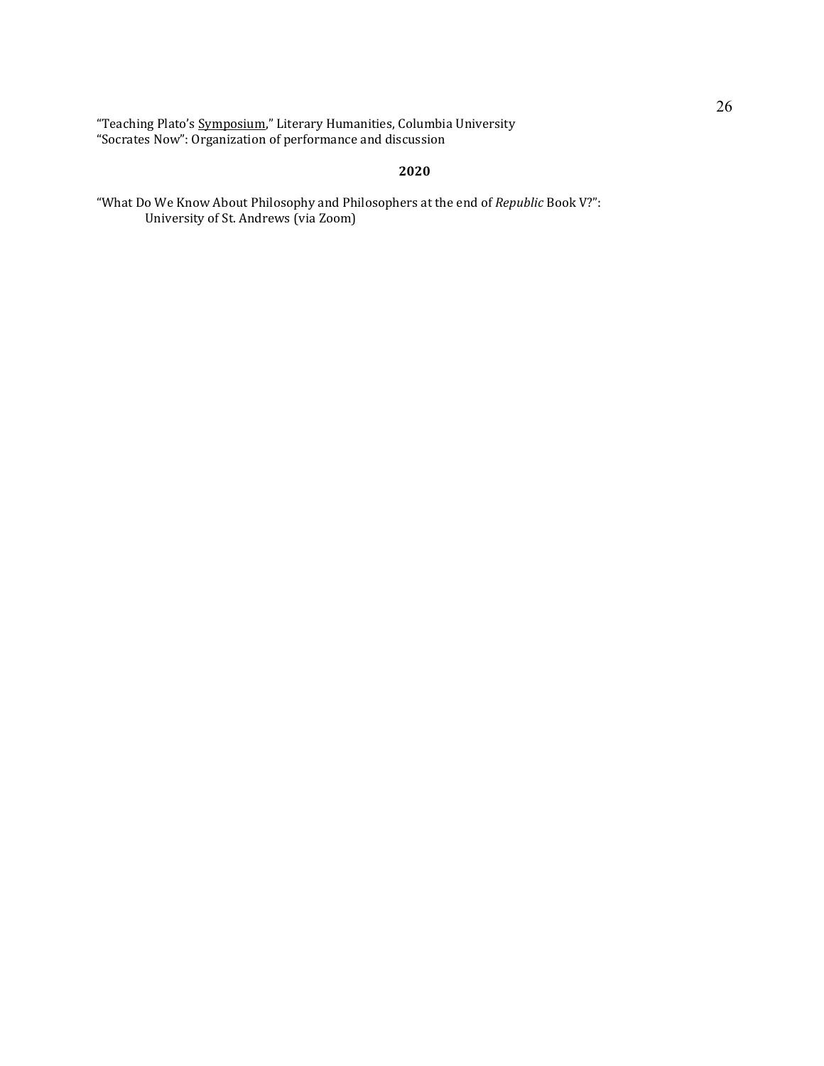"Teaching Plato's Symposium," Literary Humanities, Columbia University
"Socrates Now": Organization of performance and discussion

**2020**

"What Do We Know About Philosophy and Philosophers at the end of *Republic* Book V?":
University of St. Andrews (via Zoom)